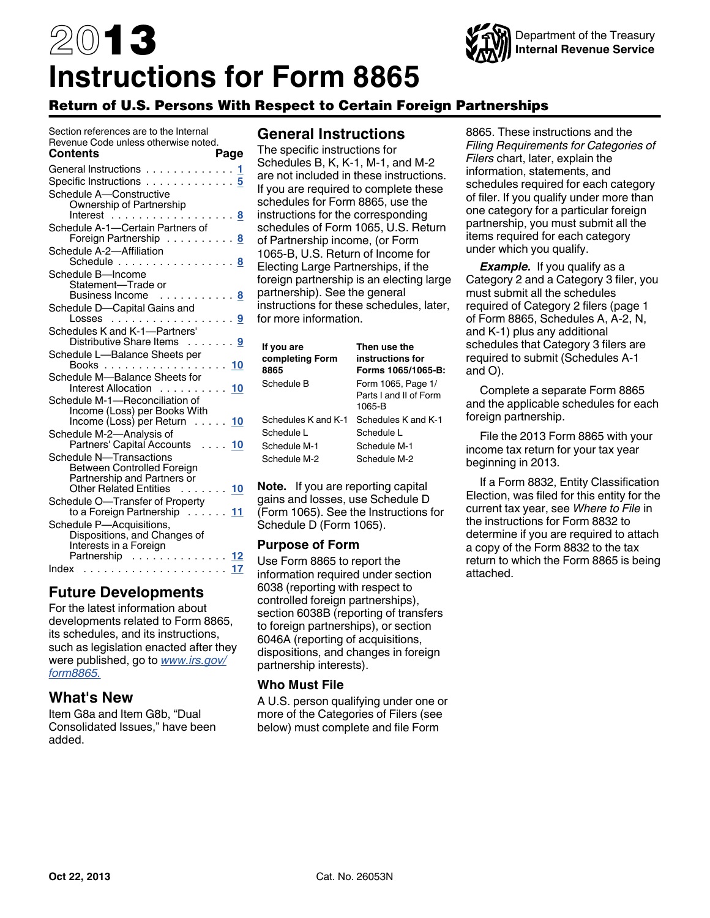# 2013 Instructions for Form 8865

Department of the Treasury
Internal Revenue Service

## Return of U.S. Persons With Respect to Certain Foreign Partnerships

Section references are to the Internal Revenue Code unless otherwise noted.

**Contents** **Page**

| Contents | Page |
|---|---|
| General Instructions | 1 |
| Specific Instructions | 5 |
| Schedule A—Constructive Ownership of Partnership Interest | 8 |
| Schedule A-1—Certain Partners of Foreign Partnership | 8 |
| Schedule A-2—Affiliation Schedule | 8 |
| Schedule B—Income Statement—Trade or Business Income | 8 |
| Schedule D—Capital Gains and Losses | 9 |
| Schedules K and K-1—Partners' Distributive Share Items | 9 |
| Schedule L—Balance Sheets per Books | 10 |
| Schedule M—Balance Sheets for Interest Allocation | 10 |
| Schedule M-1—Reconciliation of Income (Loss) per Books With Income (Loss) per Return | 10 |
| Schedule M-2—Analysis of Partners' Capital Accounts | 10 |
| Schedule N—Transactions Between Controlled Foreign Partnership and Partners or Other Related Entities | 10 |
| Schedule O—Transfer of Property to a Foreign Partnership | 11 |
| Schedule P—Acquisitions, Dispositions, and Changes of Interests in a Foreign Partnership | 12 |
| Index | 17 |

## Future Developments

For the latest information about developments related to Form 8865, its schedules, and its instructions, such as legislation enacted after they were published, go to *www.irs.gov/form8865.*

## What's New

Item G8a and Item G8b, "Dual Consolidated Issues," have been added.

## General Instructions

The specific instructions for Schedules B, K, K-1, M-1, and M-2 are not included in these instructions. If you are required to complete these schedules for Form 8865, use the instructions for the corresponding schedules of Form 1065, U.S. Return of Partnership income, (or Form 1065-B, U.S. Return of Income for Electing Large Partnerships, if the foreign partnership is an electing large partnership). See the general instructions for these schedules, later, for more information.

| If you are completing Form 8865 | Then use the instructions for Forms 1065/1065-B: |
|---|---|
| Schedule B | Form 1065, Page 1/ Parts I and II of Form 1065-B |
| Schedules K and K-1 | Schedules K and K-1 |
| Schedule L | Schedule L |
| Schedule M-1 | Schedule M-1 |
| Schedule M-2 | Schedule M-2 |

**Note.** If you are reporting capital gains and losses, use Schedule D (Form 1065). See the Instructions for Schedule D (Form 1065).

### Purpose of Form

Use Form 8865 to report the information required under section 6038 (reporting with respect to controlled foreign partnerships), section 6038B (reporting of transfers to foreign partnerships), or section 6046A (reporting of acquisitions, dispositions, and changes in foreign partnership interests).

### Who Must File

A U.S. person qualifying under one or more of the Categories of Filers (see below) must complete and file Form 8865. These instructions and the *Filing Requirements for Categories of Filers* chart, later, explain the information, statements, and schedules required for each category of filer. If you qualify under more than one category for a particular foreign partnership, you must submit all the items required for each category under which you qualify.

***Example.*** If you qualify as a Category 2 and a Category 3 filer, you must submit all the schedules required of Category 2 filers (page 1 of Form 8865, Schedules A, A-2, N, and K-1) plus any additional schedules that Category 3 filers are required to submit (Schedules A-1 and O).

Complete a separate Form 8865 and the applicable schedules for each foreign partnership.

File the 2013 Form 8865 with your income tax return for your tax year beginning in 2013.

If a Form 8832, Entity Classification Election, was filed for this entity for the current tax year, see *Where to File* in the instructions for Form 8832 to determine if you are required to attach a copy of the Form 8832 to the tax return to which the Form 8865 is being attached.

Oct 22, 2013 Cat. No. 26053N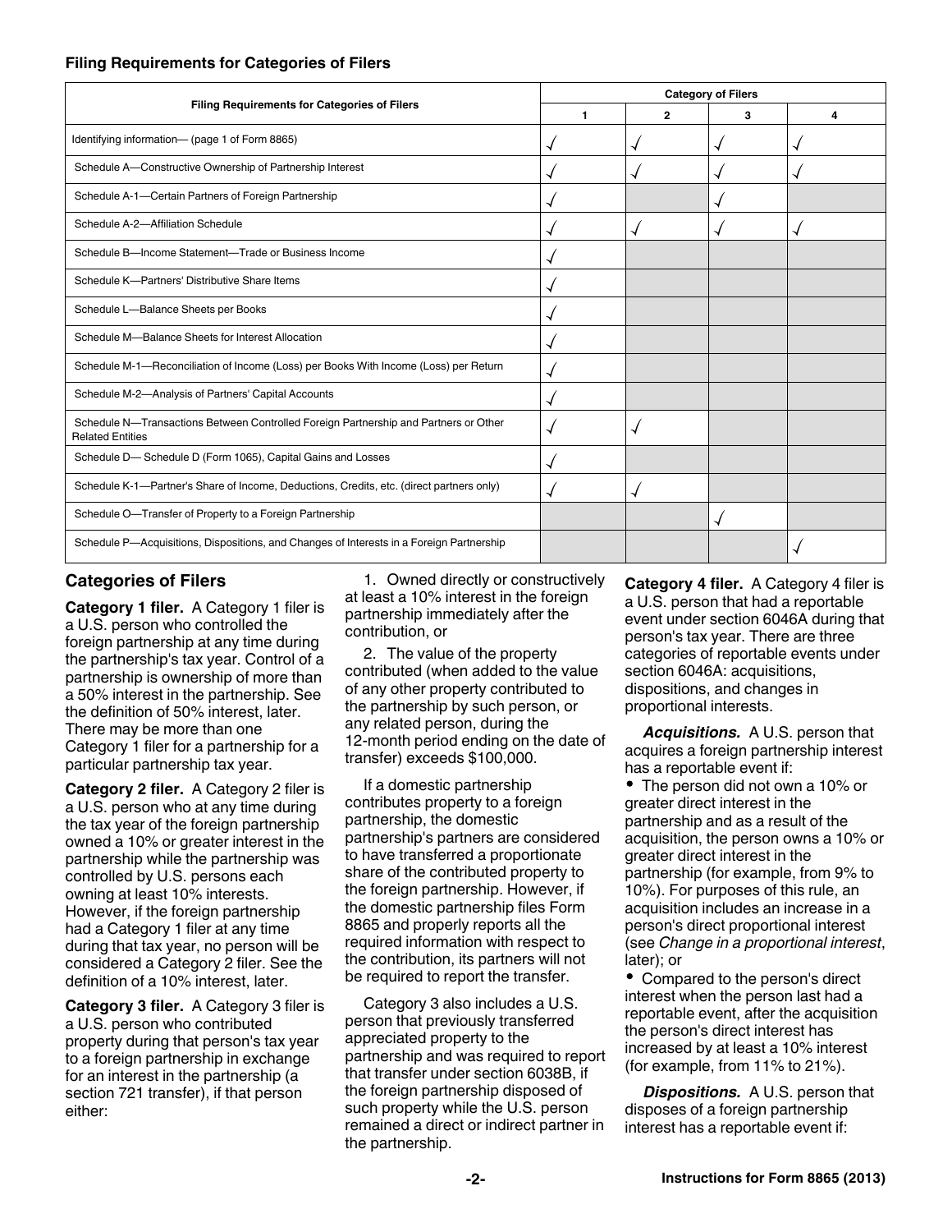### Filing Requirements for Categories of Filers

| Filing Requirements for Categories of Filers | Category of Filers | | | |
|---|---|---|---|---|
| | 1 | 2 | 3 | 4 |
| Identifying information— (page 1 of Form 8865) | ✓ | ✓ | ✓ | ✓ |
| Schedule A—Constructive Ownership of Partnership Interest | ✓ | ✓ | ✓ | ✓ |
| Schedule A-1—Certain Partners of Foreign Partnership | ✓ | | ✓ | |
| Schedule A-2—Affiliation Schedule | ✓ | ✓ | ✓ | ✓ |
| Schedule B—Income Statement—Trade or Business Income | ✓ | | | |
| Schedule K—Partners' Distributive Share Items | ✓ | | | |
| Schedule L—Balance Sheets per Books | ✓ | | | |
| Schedule M—Balance Sheets for Interest Allocation | ✓ | | | |
| Schedule M-1—Reconciliation of Income (Loss) per Books With Income (Loss) per Return | ✓ | | | |
| Schedule M-2—Analysis of Partners' Capital Accounts | ✓ | | | |
| Schedule N—Transactions Between Controlled Foreign Partnership and Partners or Other Related Entities | ✓ | ✓ | | |
| Schedule D— Schedule D (Form 1065), Capital Gains and Losses | ✓ | | | |
| Schedule K-1—Partner's Share of Income, Deductions, Credits, etc. (direct partners only) | ✓ | ✓ | | |
| Schedule O—Transfer of Property to a Foreign Partnership | | | ✓ | |
| Schedule P—Acquisitions, Dispositions, and Changes of Interests in a Foreign Partnership | | | | ✓ |

## Categories of Filers

**Category 1 filer.** A Category 1 filer is a U.S. person who controlled the foreign partnership at any time during the partnership's tax year. Control of a partnership is ownership of more than a 50% interest in the partnership. See the definition of 50% interest, later. There may be more than one Category 1 filer for a partnership for a particular partnership tax year.

**Category 2 filer.** A Category 2 filer is a U.S. person who at any time during the tax year of the foreign partnership owned a 10% or greater interest in the partnership while the partnership was controlled by U.S. persons each owning at least 10% interests. However, if the foreign partnership had a Category 1 filer at any time during that tax year, no person will be considered a Category 2 filer. See the definition of a 10% interest, later.

**Category 3 filer.** A Category 3 filer is a U.S. person who contributed property during that person's tax year to a foreign partnership in exchange for an interest in the partnership (a section 721 transfer), if that person either:

1. Owned directly or constructively at least a 10% interest in the foreign partnership immediately after the contribution, or

2. The value of the property contributed (when added to the value of any other property contributed to the partnership by such person, or any related person, during the 12-month period ending on the date of transfer) exceeds $100,000.

If a domestic partnership contributes property to a foreign partnership, the domestic partnership's partners are considered to have transferred a proportionate share of the contributed property to the foreign partnership. However, if the domestic partnership files Form 8865 and properly reports all the required information with respect to the contribution, its partners will not be required to report the transfer.

Category 3 also includes a U.S. person that previously transferred appreciated property to the partnership and was required to report that transfer under section 6038B, if the foreign partnership disposed of such property while the U.S. person remained a direct or indirect partner in the partnership.

**Category 4 filer.** A Category 4 filer is a U.S. person that had a reportable event under section 6046A during that person's tax year. There are three categories of reportable events under section 6046A: acquisitions, dispositions, and changes in proportional interests.

***Acquisitions.*** A U.S. person that acquires a foreign partnership interest has a reportable event if:

- The person did not own a 10% or greater direct interest in the partnership and as a result of the acquisition, the person owns a 10% or greater direct interest in the partnership (for example, from 9% to 10%). For purposes of this rule, an acquisition includes an increase in a person's direct proportional interest (see *Change in a proportional interest*, later); or
- Compared to the person's direct interest when the person last had a reportable event, after the acquisition the person's direct interest has increased by at least a 10% interest (for example, from 11% to 21%).

***Dispositions.*** A U.S. person that disposes of a foreign partnership interest has a reportable event if: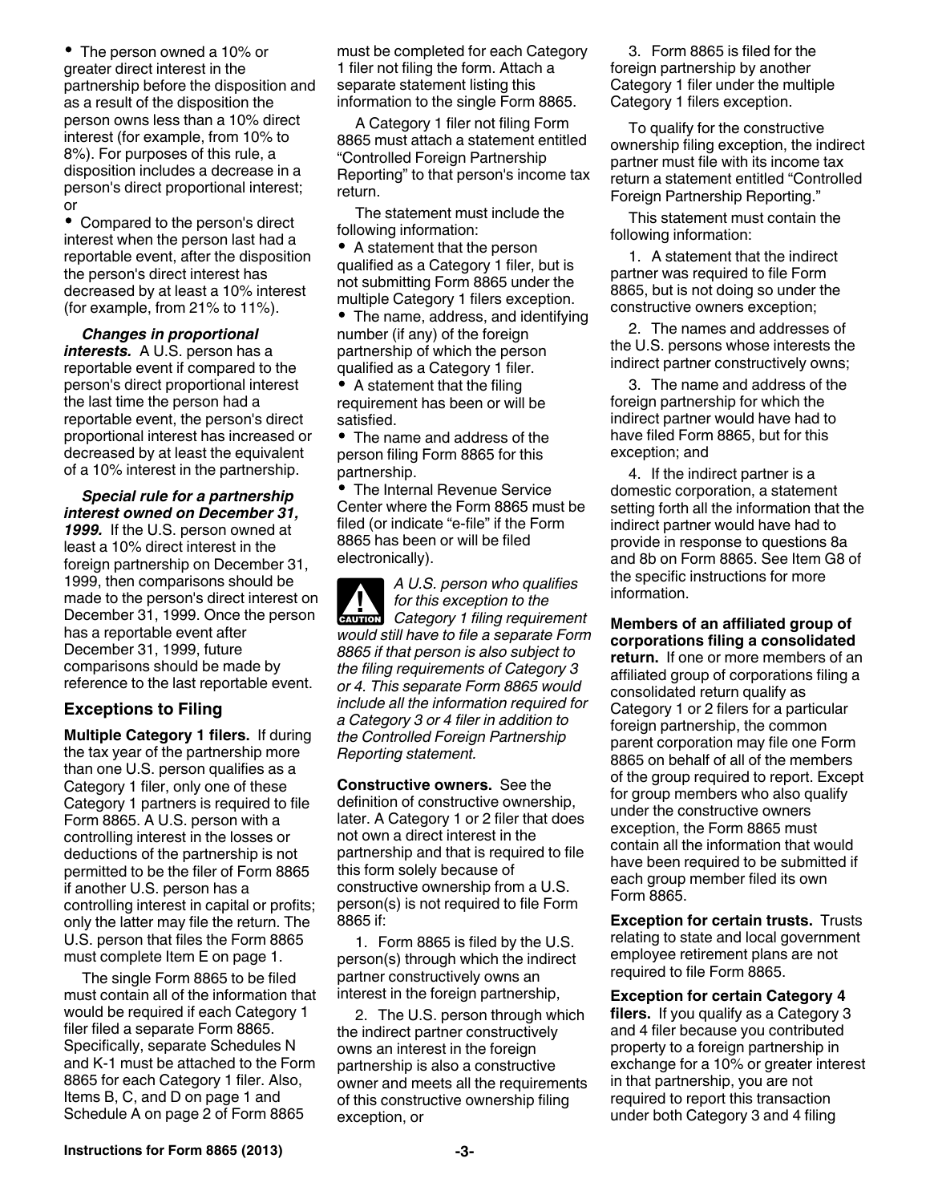- The person owned a 10% or greater direct interest in the partnership before the disposition and as a result of the disposition the person owns less than a 10% direct interest (for example, from 10% to 8%). For purposes of this rule, a disposition includes a decrease in a person's direct proportional interest; or
- Compared to the person's direct interest when the person last had a reportable event, after the disposition the person's direct interest has decreased by at least a 10% interest (for example, from 21% to 11%).

***Changes in proportional interests.*** A U.S. person has a reportable event if compared to the person's direct proportional interest the last time the person had a reportable event, the person's direct proportional interest has increased or decreased by at least the equivalent of a 10% interest in the partnership.

***Special rule for a partnership interest owned on December 31, 1999.*** If the U.S. person owned at least a 10% direct interest in the foreign partnership on December 31, 1999, then comparisons should be made to the person's direct interest on December 31, 1999. Once the person has a reportable event after December 31, 1999, future comparisons should be made by reference to the last reportable event.

### Exceptions to Filing

**Multiple Category 1 filers.** If during the tax year of the partnership more than one U.S. person qualifies as a Category 1 filer, only one of these Category 1 partners is required to file Form 8865. A U.S. person with a controlling interest in the losses or deductions of the partnership is not permitted to be the filer of Form 8865 if another U.S. person has a controlling interest in capital or profits; only the latter may file the return. The U.S. person that files the Form 8865 must complete Item E on page 1.

The single Form 8865 to be filed must contain all of the information that would be required if each Category 1 filer filed a separate Form 8865. Specifically, separate Schedules N and K-1 must be attached to the Form 8865 for each Category 1 filer. Also, Items B, C, and D on page 1 and Schedule A on page 2 of Form 8865 must be completed for each Category 1 filer not filing the form. Attach a separate statement listing this information to the single Form 8865.

A Category 1 filer not filing Form 8865 must attach a statement entitled "Controlled Foreign Partnership Reporting" to that person's income tax return.

The statement must include the following information:

- A statement that the person qualified as a Category 1 filer, but is not submitting Form 8865 under the multiple Category 1 filers exception.
- The name, address, and identifying number (if any) of the foreign partnership of which the person qualified as a Category 1 filer.
- A statement that the filing requirement has been or will be satisfied.
- The name and address of the person filing Form 8865 for this partnership.
- The Internal Revenue Service Center where the Form 8865 must be filed (or indicate "e-file" if the Form 8865 has been or will be filed electronically).

**CAUTION:** *A U.S. person who qualifies for this exception to the Category 1 filing requirement would still have to file a separate Form 8865 if that person is also subject to the filing requirements of Category 3 or 4. This separate Form 8865 would include all the information required for a Category 3 or 4 filer in addition to the Controlled Foreign Partnership Reporting statement.*

**Constructive owners.** See the definition of constructive ownership, later. A Category 1 or 2 filer that does not own a direct interest in the partnership and that is required to file this form solely because of constructive ownership from a U.S. person(s) is not required to file Form 8865 if:

1. Form 8865 is filed by the U.S. person(s) through which the indirect partner constructively owns an interest in the foreign partnership,
2. The U.S. person through which the indirect partner constructively owns an interest in the foreign partnership is also a constructive owner and meets all the requirements of this constructive ownership filing exception, or
3. Form 8865 is filed for the foreign partnership by another Category 1 filer under the multiple Category 1 filers exception.

To qualify for the constructive ownership filing exception, the indirect partner must file with its income tax return a statement entitled "Controlled Foreign Partnership Reporting."

This statement must contain the following information:

1. A statement that the indirect partner was required to file Form 8865, but is not doing so under the constructive owners exception;
2. The names and addresses of the U.S. persons whose interests the indirect partner constructively owns;
3. The name and address of the foreign partnership for which the indirect partner would have had to have filed Form 8865, but for this exception; and
4. If the indirect partner is a domestic corporation, a statement setting forth all the information that the indirect partner would have had to provide in response to questions 8a and 8b on Form 8865. See Item G8 of the specific instructions for more information.

**Members of an affiliated group of corporations filing a consolidated return.** If one or more members of an affiliated group of corporations filing a consolidated return qualify as Category 1 or 2 filers for a particular foreign partnership, the common parent corporation may file one Form 8865 on behalf of all of the members of the group required to report. Except for group members who also qualify under the constructive owners exception, the Form 8865 must contain all the information that would have been required to be submitted if each group member filed its own Form 8865.

**Exception for certain trusts.** Trusts relating to state and local government employee retirement plans are not required to file Form 8865.

**Exception for certain Category 4 filers.** If you qualify as a Category 3 and 4 filer because you contributed property to a foreign partnership in exchange for a 10% or greater interest in that partnership, you are not required to report this transaction under both Category 3 and 4 filing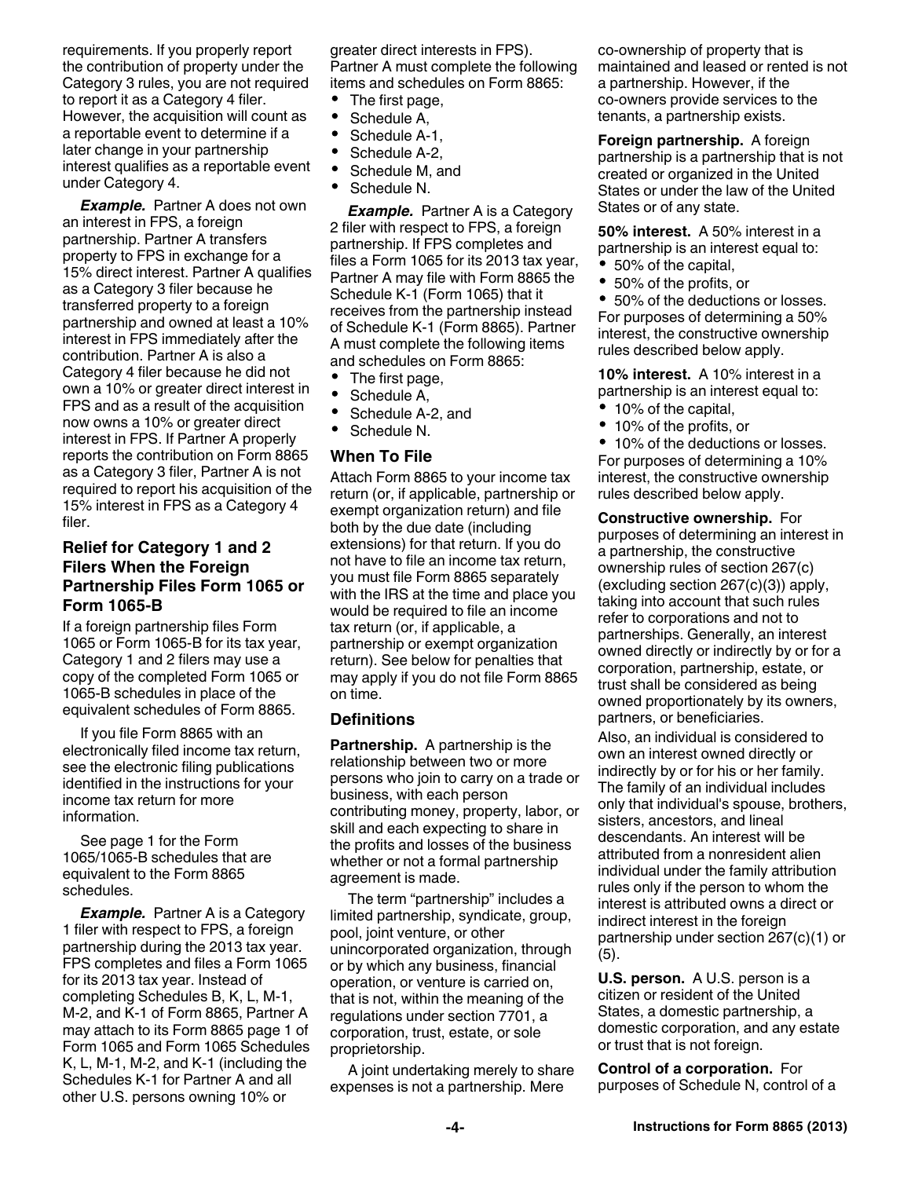requirements. If you properly report the contribution of property under the Category 3 rules, you are not required to report it as a Category 4 filer. However, the acquisition will count as a reportable event to determine if a later change in your partnership interest qualifies as a reportable event under Category 4.

***Example.*** Partner A does not own an interest in FPS, a foreign partnership. Partner A transfers property to FPS in exchange for a 15% direct interest. Partner A qualifies as a Category 3 filer because he transferred property to a foreign partnership and owned at least a 10% interest in FPS immediately after the contribution. Partner A is also a Category 4 filer because he did not own a 10% or greater direct interest in FPS and as a result of the acquisition now owns a 10% or greater direct interest in FPS. If Partner A properly reports the contribution on Form 8865 as a Category 3 filer, Partner A is not required to report his acquisition of the 15% interest in FPS as a Category 4 filer.

### Relief for Category 1 and 2 Filers When the Foreign Partnership Files Form 1065 or Form 1065-B

If a foreign partnership files Form 1065 or Form 1065-B for its tax year, Category 1 and 2 filers may use a copy of the completed Form 1065 or 1065-B schedules in place of the equivalent schedules of Form 8865.

If you file Form 8865 with an electronically filed income tax return, see the electronic filing publications identified in the instructions for your income tax return for more information.

See page 1 for the Form 1065/1065-B schedules that are equivalent to the Form 8865 schedules.

***Example.*** Partner A is a Category 1 filer with respect to FPS, a foreign partnership during the 2013 tax year. FPS completes and files a Form 1065 for its 2013 tax year. Instead of completing Schedules B, K, L, M-1, M-2, and K-1 of Form 8865, Partner A may attach to its Form 8865 page 1 of Form 1065 and Form 1065 Schedules K, L, M-1, M-2, and K-1 (including the Schedules K-1 for Partner A and all other U.S. persons owning 10% or greater direct interests in FPS). Partner A must complete the following items and schedules on Form 8865:

- The first page,
- Schedule A,
- Schedule A-1,
- Schedule A-2,
- Schedule M, and
- Schedule N.

***Example.*** Partner A is a Category 2 filer with respect to FPS, a foreign partnership. If FPS completes and files a Form 1065 for its 2013 tax year, Partner A may file with Form 8865 the Schedule K-1 (Form 1065) that it receives from the partnership instead of Schedule K-1 (Form 8865). Partner A must complete the following items and schedules on Form 8865:

- The first page,
- Schedule A,
- Schedule A-2, and
- Schedule N.

### When To File

Attach Form 8865 to your income tax return (or, if applicable, partnership or exempt organization return) and file both by the due date (including extensions) for that return. If you do not have to file an income tax return, you must file Form 8865 separately with the IRS at the time and place you would be required to file an income tax return (or, if applicable, a partnership or exempt organization return). See below for penalties that may apply if you do not file Form 8865 on time.

### Definitions

**Partnership.** A partnership is the relationship between two or more persons who join to carry on a trade or business, with each person contributing money, property, labor, or skill and each expecting to share in the profits and losses of the business whether or not a formal partnership agreement is made.

The term "partnership" includes a limited partnership, syndicate, group, pool, joint venture, or other unincorporated organization, through or by which any business, financial operation, or venture is carried on, that is not, within the meaning of the regulations under section 7701, a corporation, trust, estate, or sole proprietorship.

A joint undertaking merely to share expenses is not a partnership. Mere co-ownership of property that is maintained and leased or rented is not a partnership. However, if the co-owners provide services to the tenants, a partnership exists.

**Foreign partnership.** A foreign partnership is a partnership that is not created or organized in the United States or under the law of the United States or of any state.

**50% interest.** A 50% interest in a partnership is an interest equal to:

- 50% of the capital,
- 50% of the profits, or
- 50% of the deductions or losses.

For purposes of determining a 50% interest, the constructive ownership rules described below apply.

**10% interest.** A 10% interest in a partnership is an interest equal to:

- 10% of the capital,
- 10% of the profits, or
- 10% of the deductions or losses.

For purposes of determining a 10% interest, the constructive ownership rules described below apply.

**Constructive ownership.** For purposes of determining an interest in a partnership, the constructive ownership rules of section 267(c) (excluding section 267(c)(3)) apply, taking into account that such rules refer to corporations and not to partnerships. Generally, an interest owned directly or indirectly by or for a corporation, partnership, estate, or trust shall be considered as being owned proportionately by its owners, partners, or beneficiaries.

Also, an individual is considered to own an interest owned directly or indirectly by or for his or her family. The family of an individual includes only that individual's spouse, brothers, sisters, ancestors, and lineal descendants. An interest will be attributed from a nonresident alien individual under the family attribution rules only if the person to whom the interest is attributed owns a direct or indirect interest in the foreign partnership under section 267(c)(1) or (5).

**U.S. person.** A U.S. person is a citizen or resident of the United States, a domestic partnership, a domestic corporation, and any estate or trust that is not foreign.

**Control of a corporation.** For purposes of Schedule N, control of a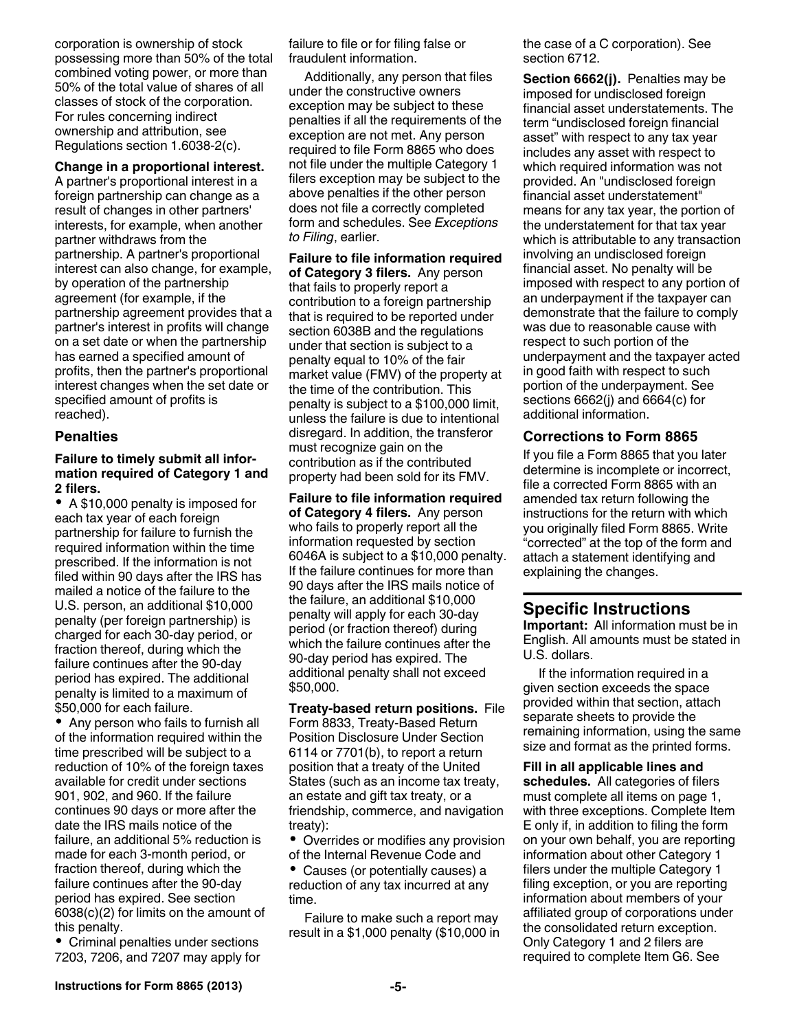corporation is ownership of stock possessing more than 50% of the total combined voting power, or more than 50% of the total value of shares of all classes of stock of the corporation. For rules concerning indirect ownership and attribution, see Regulations section 1.6038-2(c).

**Change in a proportional interest.** A partner's proportional interest in a foreign partnership can change as a result of changes in other partners' interests, for example, when another partner withdraws from the partnership. A partner's proportional interest can also change, for example, by operation of the partnership agreement (for example, if the partnership agreement provides that a partner's interest in profits will change on a set date or when the partnership has earned a specified amount of profits, then the partner's proportional interest changes when the set date or specified amount of profits is reached).

### Penalties

**Failure to timely submit all information required of Category 1 and 2 filers.**

- A $10,000 penalty is imposed for each tax year of each foreign partnership for failure to furnish the required information within the time prescribed. If the information is not filed within 90 days after the IRS has mailed a notice of the failure to the U.S. person, an additional $10,000 penalty (per foreign partnership) is charged for each 30-day period, or fraction thereof, during which the failure continues after the 90-day period has expired. The additional penalty is limited to a maximum of $50,000 for each failure.
- Any person who fails to furnish all of the information required within the time prescribed will be subject to a reduction of 10% of the foreign taxes available for credit under sections 901, 902, and 960. If the failure continues 90 days or more after the date the IRS mails notice of the failure, an additional 5% reduction is made for each 3-month period, or fraction thereof, during which the failure continues after the 90-day period has expired. See section 6038(c)(2) for limits on the amount of this penalty.
- Criminal penalties under sections 7203, 7206, and 7207 may apply for failure to file or for filing false or fraudulent information.

Additionally, any person that files under the constructive owners exception may be subject to these penalties if all the requirements of the exception are not met. Any person required to file Form 8865 who does not file under the multiple Category 1 filers exception may be subject to the above penalties if the other person does not file a correctly completed form and schedules. See *Exceptions to Filing*, earlier.

**Failure to file information required of Category 3 filers.** Any person that fails to properly report a contribution to a foreign partnership that is required to be reported under section 6038B and the regulations under that section is subject to a penalty equal to 10% of the fair market value (FMV) of the property at the time of the contribution. This penalty is subject to a $100,000 limit, unless the failure is due to intentional disregard. In addition, the transferor must recognize gain on the contribution as if the contributed property had been sold for its FMV.

**Failure to file information required of Category 4 filers.** Any person who fails to properly report all the information requested by section 6046A is subject to a $10,000 penalty. If the failure continues for more than 90 days after the IRS mails notice of the failure, an additional $10,000 penalty will apply for each 30-day period (or fraction thereof) during which the failure continues after the 90-day period has expired. The additional penalty shall not exceed $50,000.

**Treaty-based return positions.** File Form 8833, Treaty-Based Return Position Disclosure Under Section 6114 or 7701(b), to report a return position that a treaty of the United States (such as an income tax treaty, an estate and gift tax treaty, or a friendship, commerce, and navigation treaty):

- Overrides or modifies any provision of the Internal Revenue Code and
- Causes (or potentially causes) a reduction of any tax incurred at any time.

Failure to make such a report may result in a $1,000 penalty ($10,000 in the case of a C corporation). See section 6712.

**Section 6662(j).** Penalties may be imposed for undisclosed foreign financial asset understatements. The term "undisclosed foreign financial asset" with respect to any tax year includes any asset with respect to which required information was not provided. An "undisclosed foreign financial asset understatement" means for any tax year, the portion of the understatement for that tax year which is attributable to any transaction involving an undisclosed foreign financial asset. No penalty will be imposed with respect to any portion of an underpayment if the taxpayer can demonstrate that the failure to comply was due to reasonable cause with respect to such portion of the underpayment and the taxpayer acted in good faith with respect to such portion of the underpayment. See sections 6662(j) and 6664(c) for additional information.

### Corrections to Form 8865

If you file a Form 8865 that you later determine is incomplete or incorrect, file a corrected Form 8865 with an amended tax return following the instructions for the return with which you originally filed Form 8865. Write "corrected" at the top of the form and attach a statement identifying and explaining the changes.

## Specific Instructions

**Important:** All information must be in English. All amounts must be stated in U.S. dollars.

If the information required in a given section exceeds the space provided within that section, attach separate sheets to provide the remaining information, using the same size and format as the printed forms.

**Fill in all applicable lines and schedules.** All categories of filers must complete all items on page 1, with three exceptions. Complete Item E only if, in addition to filing the form on your own behalf, you are reporting information about other Category 1 filers under the multiple Category 1 filing exception, or you are reporting information about members of your affiliated group of corporations under the consolidated return exception. Only Category 1 and 2 filers are required to complete Item G6. See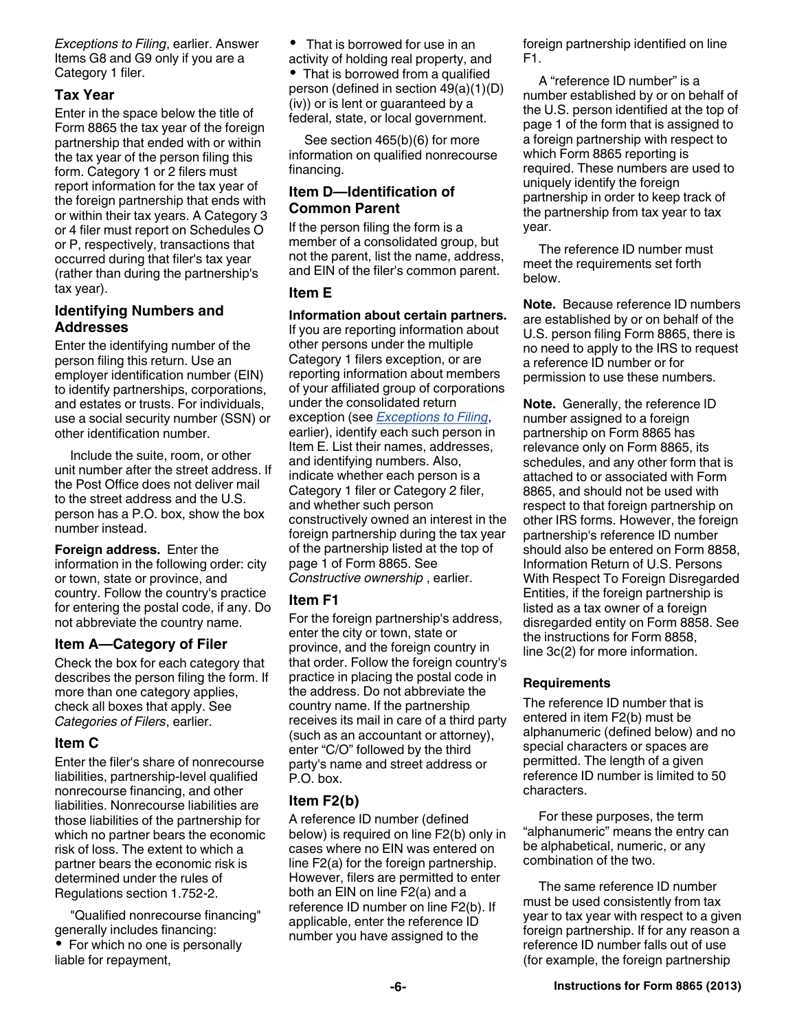*Exceptions to Filing*, earlier. Answer Items G8 and G9 only if you are a Category 1 filer.

### Tax Year

Enter in the space below the title of Form 8865 the tax year of the foreign partnership that ended with or within the tax year of the person filing this form. Category 1 or 2 filers must report information for the tax year of the foreign partnership that ends with or within their tax years. A Category 3 or 4 filer must report on Schedules O or P, respectively, transactions that occurred during that filer's tax year (rather than during the partnership's tax year).

### Identifying Numbers and Addresses

Enter the identifying number of the person filing this return. Use an employer identification number (EIN) to identify partnerships, corporations, and estates or trusts. For individuals, use a social security number (SSN) or other identification number.

Include the suite, room, or other unit number after the street address. If the Post Office does not deliver mail to the street address and the U.S. person has a P.O. box, show the box number instead.

**Foreign address.** Enter the information in the following order: city or town, state or province, and country. Follow the country's practice for entering the postal code, if any. Do not abbreviate the country name.

### Item A—Category of Filer

Check the box for each category that describes the person filing the form. If more than one category applies, check all boxes that apply. See *Categories of Filers*, earlier.

### Item C

Enter the filer's share of nonrecourse liabilities, partnership-level qualified nonrecourse financing, and other liabilities. Nonrecourse liabilities are those liabilities of the partnership for which no partner bears the economic risk of loss. The extent to which a partner bears the economic risk is determined under the rules of Regulations section 1.752-2.

"Qualified nonrecourse financing" generally includes financing:

- For which no one is personally liable for repayment,
- That is borrowed for use in an activity of holding real property, and
- That is borrowed from a qualified person (defined in section 49(a)(1)(D)(iv)) or is lent or guaranteed by a federal, state, or local government.

See section 465(b)(6) for more information on qualified nonrecourse financing.

### Item D—Identification of Common Parent

If the person filing the form is a member of a consolidated group, but not the parent, list the name, address, and EIN of the filer's common parent.

### Item E

**Information about certain partners.** If you are reporting information about other persons under the multiple Category 1 filers exception, or are reporting information about members of your affiliated group of corporations under the consolidated return exception (see *Exceptions to Filing*, earlier), identify each such person in Item E. List their names, addresses, and identifying numbers. Also, indicate whether each person is a Category 1 filer or Category 2 filer, and whether such person constructively owned an interest in the foreign partnership during the tax year of the partnership listed at the top of page 1 of Form 8865. See *Constructive ownership* , earlier.

### Item F1

For the foreign partnership's address, enter the city or town, state or province, and the foreign country in that order. Follow the foreign country's practice in placing the postal code in the address. Do not abbreviate the country name. If the partnership receives its mail in care of a third party (such as an accountant or attorney), enter "C/O" followed by the third party's name and street address or P.O. box.

### Item F2(b)

A reference ID number (defined below) is required on line F2(b) only in cases where no EIN was entered on line F2(a) for the foreign partnership. However, filers are permitted to enter both an EIN on line F2(a) and a reference ID number on line F2(b). If applicable, enter the reference ID number you have assigned to the foreign partnership identified on line F1.

A "reference ID number" is a number established by or on behalf of the U.S. person identified at the top of page 1 of the form that is assigned to a foreign partnership with respect to which Form 8865 reporting is required. These numbers are used to uniquely identify the foreign partnership in order to keep track of the partnership from tax year to tax year.

The reference ID number must meet the requirements set forth below.

**Note.** Because reference ID numbers are established by or on behalf of the U.S. person filing Form 8865, there is no need to apply to the IRS to request a reference ID number or for permission to use these numbers.

**Note.** Generally, the reference ID number assigned to a foreign partnership on Form 8865 has relevance only on Form 8865, its schedules, and any other form that is attached to or associated with Form 8865, and should not be used with respect to that foreign partnership on other IRS forms. However, the foreign partnership's reference ID number should also be entered on Form 8858, Information Return of U.S. Persons With Respect To Foreign Disregarded Entities, if the foreign partnership is listed as a tax owner of a foreign disregarded entity on Form 8858. See the instructions for Form 8858, line 3c(2) for more information.

#### Requirements

The reference ID number that is entered in item F2(b) must be alphanumeric (defined below) and no special characters or spaces are permitted. The length of a given reference ID number is limited to 50 characters.

For these purposes, the term "alphanumeric" means the entry can be alphabetical, numeric, or any combination of the two.

The same reference ID number must be used consistently from tax year to tax year with respect to a given foreign partnership. If for any reason a reference ID number falls out of use (for example, the foreign partnership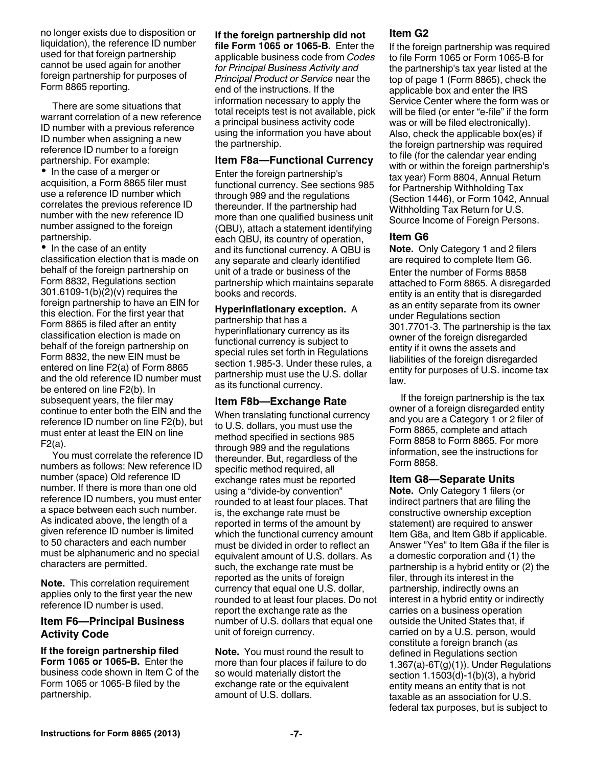no longer exists due to disposition or liquidation), the reference ID number used for that foreign partnership cannot be used again for another foreign partnership for purposes of Form 8865 reporting.

There are some situations that warrant correlation of a new reference ID number with a previous reference ID number when assigning a new reference ID number to a foreign partnership. For example:

- In the case of a merger or acquisition, a Form 8865 filer must use a reference ID number which correlates the previous reference ID number with the new reference ID number assigned to the foreign partnership.
- In the case of an entity classification election that is made on behalf of the foreign partnership on Form 8832, Regulations section 301.6109-1(b)(2)(v) requires the foreign partnership to have an EIN for this election. For the first year that Form 8865 is filed after an entity classification election is made on behalf of the foreign partnership on Form 8832, the new EIN must be entered on line F2(a) of Form 8865 and the old reference ID number must be entered on line F2(b). In subsequent years, the filer may continue to enter both the EIN and the reference ID number on line F2(b), but must enter at least the EIN on line F2(a).

You must correlate the reference ID numbers as follows: New reference ID number (space) Old reference ID number. If there is more than one old reference ID numbers, you must enter a space between each such number. As indicated above, the length of a given reference ID number is limited to 50 characters and each number must be alphanumeric and no special characters are permitted.

**Note.** This correlation requirement applies only to the first year the new reference ID number is used.

### Item F6—Principal Business Activity Code

**If the foreign partnership filed Form 1065 or 1065-B.** Enter the business code shown in Item C of the Form 1065 or 1065-B filed by the partnership.

**If the foreign partnership did not file Form 1065 or 1065-B.** Enter the applicable business code from *Codes for Principal Business Activity and Principal Product or Service* near the end of the instructions. If the information necessary to apply the total receipts test is not available, pick a principal business activity code using the information you have about the partnership.

### Item F8a—Functional Currency

Enter the foreign partnership's functional currency. See sections 985 through 989 and the regulations thereunder. If the partnership had more than one qualified business unit (QBU), attach a statement identifying each QBU, its country of operation, and its functional currency. A QBU is any separate and clearly identified unit of a trade or business of the partnership which maintains separate books and records.

**Hyperinflationary exception.** A partnership that has a hyperinflationary currency as its functional currency is subject to special rules set forth in Regulations section 1.985-3. Under these rules, a partnership must use the U.S. dollar as its functional currency.

### Item F8b—Exchange Rate

When translating functional currency to U.S. dollars, you must use the method specified in sections 985 through 989 and the regulations thereunder. But, regardless of the specific method required, all exchange rates must be reported using a "divide-by convention" rounded to at least four places. That is, the exchange rate must be reported in terms of the amount by which the functional currency amount must be divided in order to reflect an equivalent amount of U.S. dollars. As such, the exchange rate must be reported as the units of foreign currency that equal one U.S. dollar, rounded to at least four places. Do not report the exchange rate as the number of U.S. dollars that equal one unit of foreign currency.

**Note.** You must round the result to more than four places if failure to do so would materially distort the exchange rate or the equivalent amount of U.S. dollars.

### Item G2

If the foreign partnership was required to file Form 1065 or Form 1065-B for the partnership's tax year listed at the top of page 1 (Form 8865), check the applicable box and enter the IRS Service Center where the form was or will be filed (or enter "e-file" if the form was or will be filed electronically). Also, check the applicable box(es) if the foreign partnership was required to file (for the calendar year ending with or within the foreign partnership's tax year) Form 8804, Annual Return for Partnership Withholding Tax (Section 1446), or Form 1042, Annual Withholding Tax Return for U.S. Source Income of Foreign Persons.

### Item G6

**Note.** Only Category 1 and 2 filers are required to complete Item G6.

Enter the number of Forms 8858 attached to Form 8865. A disregarded entity is an entity that is disregarded as an entity separate from its owner under Regulations section 301.7701-3. The partnership is the tax owner of the foreign disregarded entity if it owns the assets and liabilities of the foreign disregarded entity for purposes of U.S. income tax law.

If the foreign partnership is the tax owner of a foreign disregarded entity and you are a Category 1 or 2 filer of Form 8865, complete and attach Form 8858 to Form 8865. For more information, see the instructions for Form 8858.

### Item G8—Separate Units

**Note.** Only Category 1 filers (or indirect partners that are filing the constructive ownership exception statement) are required to answer Item G8a, and Item G8b if applicable. Answer "Yes" to Item G8a if the filer is a domestic corporation and (1) the partnership is a hybrid entity or (2) the filer, through its interest in the partnership, indirectly owns an interest in a hybrid entity or indirectly carries on a business operation outside the United States that, if carried on by a U.S. person, would constitute a foreign branch (as defined in Regulations section 1.367(a)-6T(g)(1)). Under Regulations section 1.1503(d)-1(b)(3), a hybrid entity means an entity that is not taxable as an association for U.S. federal tax purposes, but is subject to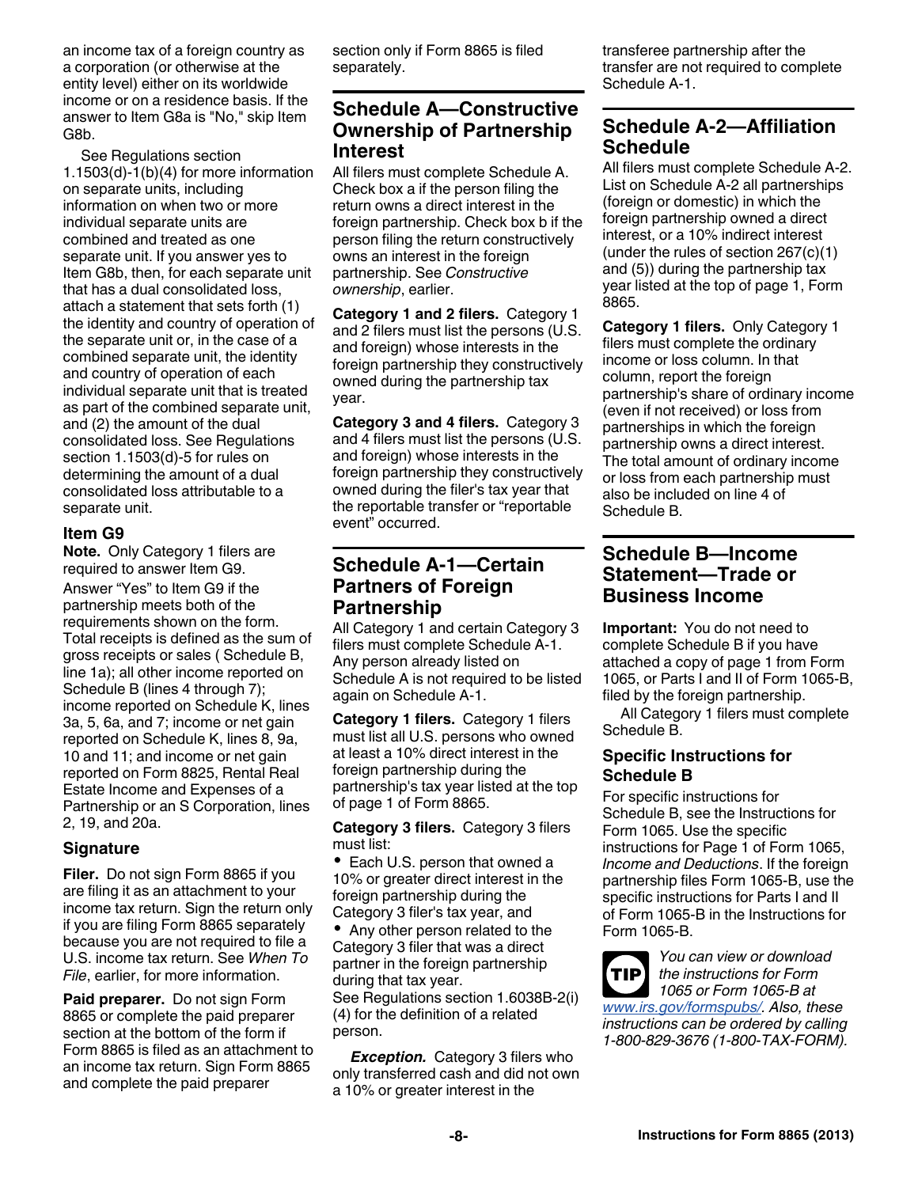an income tax of a foreign country as a corporation (or otherwise at the entity level) either on its worldwide income or on a residence basis. If the answer to Item G8a is "No," skip Item G8b.

See Regulations section 1.1503(d)-1(b)(4) for more information on separate units, including information on when two or more individual separate units are combined and treated as one separate unit. If you answer yes to Item G8b, then, for each separate unit that has a dual consolidated loss, attach a statement that sets forth (1) the identity and country of operation of the separate unit or, in the case of a combined separate unit, the identity and country of operation of each individual separate unit that is treated as part of the combined separate unit, and (2) the amount of the dual consolidated loss. See Regulations section 1.1503(d)-5 for rules on determining the amount of a dual consolidated loss attributable to a separate unit.

### Item G9

**Note.** Only Category 1 filers are required to answer Item G9.

Answer "Yes" to Item G9 if the partnership meets both of the requirements shown on the form. Total receipts is defined as the sum of gross receipts or sales ( Schedule B, line 1a); all other income reported on Schedule B (lines 4 through 7); income reported on Schedule K, lines 3a, 5, 6a, and 7; income or net gain reported on Schedule K, lines 8, 9a, 10 and 11; and income or net gain reported on Form 8825, Rental Real Estate Income and Expenses of a Partnership or an S Corporation, lines 2, 19, and 20a.

### Signature

**Filer.** Do not sign Form 8865 if you are filing it as an attachment to your income tax return. Sign the return only if you are filing Form 8865 separately because you are not required to file a U.S. income tax return. See *When To File*, earlier, for more information.

**Paid preparer.** Do not sign Form 8865 or complete the paid preparer section at the bottom of the form if Form 8865 is filed as an attachment to an income tax return. Sign Form 8865 and complete the paid preparer section only if Form 8865 is filed separately.

## Schedule A—Constructive Ownership of Partnership Interest

All filers must complete Schedule A. Check box a if the person filing the return owns a direct interest in the foreign partnership. Check box b if the person filing the return constructively owns an interest in the foreign partnership. See *Constructive ownership*, earlier.

**Category 1 and 2 filers.** Category 1 and 2 filers must list the persons (U.S. and foreign) whose interests in the foreign partnership they constructively owned during the partnership tax year.

**Category 3 and 4 filers.** Category 3 and 4 filers must list the persons (U.S. and foreign) whose interests in the foreign partnership they constructively owned during the filer's tax year that the reportable transfer or "reportable event" occurred.

## Schedule A-1—Certain Partners of Foreign Partnership

All Category 1 and certain Category 3 filers must complete Schedule A-1. Any person already listed on Schedule A is not required to be listed again on Schedule A-1.

**Category 1 filers.** Category 1 filers must list all U.S. persons who owned at least a 10% direct interest in the foreign partnership during the partnership's tax year listed at the top of page 1 of Form 8865.

**Category 3 filers.** Category 3 filers must list:

- Each U.S. person that owned a 10% or greater direct interest in the foreign partnership during the Category 3 filer's tax year, and
- Any other person related to the Category 3 filer that was a direct partner in the foreign partnership during that tax year.

See Regulations section 1.6038B-2(i)(4) for the definition of a related person.

***Exception.*** Category 3 filers who only transferred cash and did not own a 10% or greater interest in the transferee partnership after the transfer are not required to complete Schedule A-1.

## Schedule A-2—Affiliation Schedule

All filers must complete Schedule A-2. List on Schedule A-2 all partnerships (foreign or domestic) in which the foreign partnership owned a direct interest, or a 10% indirect interest (under the rules of section 267(c)(1) and (5)) during the partnership tax year listed at the top of page 1, Form 8865.

**Category 1 filers.** Only Category 1 filers must complete the ordinary income or loss column. In that column, report the foreign partnership's share of ordinary income (even if not received) or loss from partnerships in which the foreign partnership owns a direct interest. The total amount of ordinary income or loss from each partnership must also be included on line 4 of Schedule B.

## Schedule B—Income Statement—Trade or Business Income

**Important:** You do not need to complete Schedule B if you have attached a copy of page 1 from Form 1065, or Parts I and II of Form 1065-B, filed by the foreign partnership.

All Category 1 filers must complete Schedule B.

### Specific Instructions for Schedule B

For specific instructions for Schedule B, see the Instructions for Form 1065. Use the specific instructions for Page 1 of Form 1065, *Income and Deductions*. If the foreign partnership files Form 1065-B, use the specific instructions for Parts I and II of Form 1065-B in the Instructions for Form 1065-B.

**TIP** *You can view or download the instructions for Form 1065 or Form 1065-B at www.irs.gov/formspubs/. Also, these instructions can be ordered by calling 1-800-829-3676 (1-800-TAX-FORM).*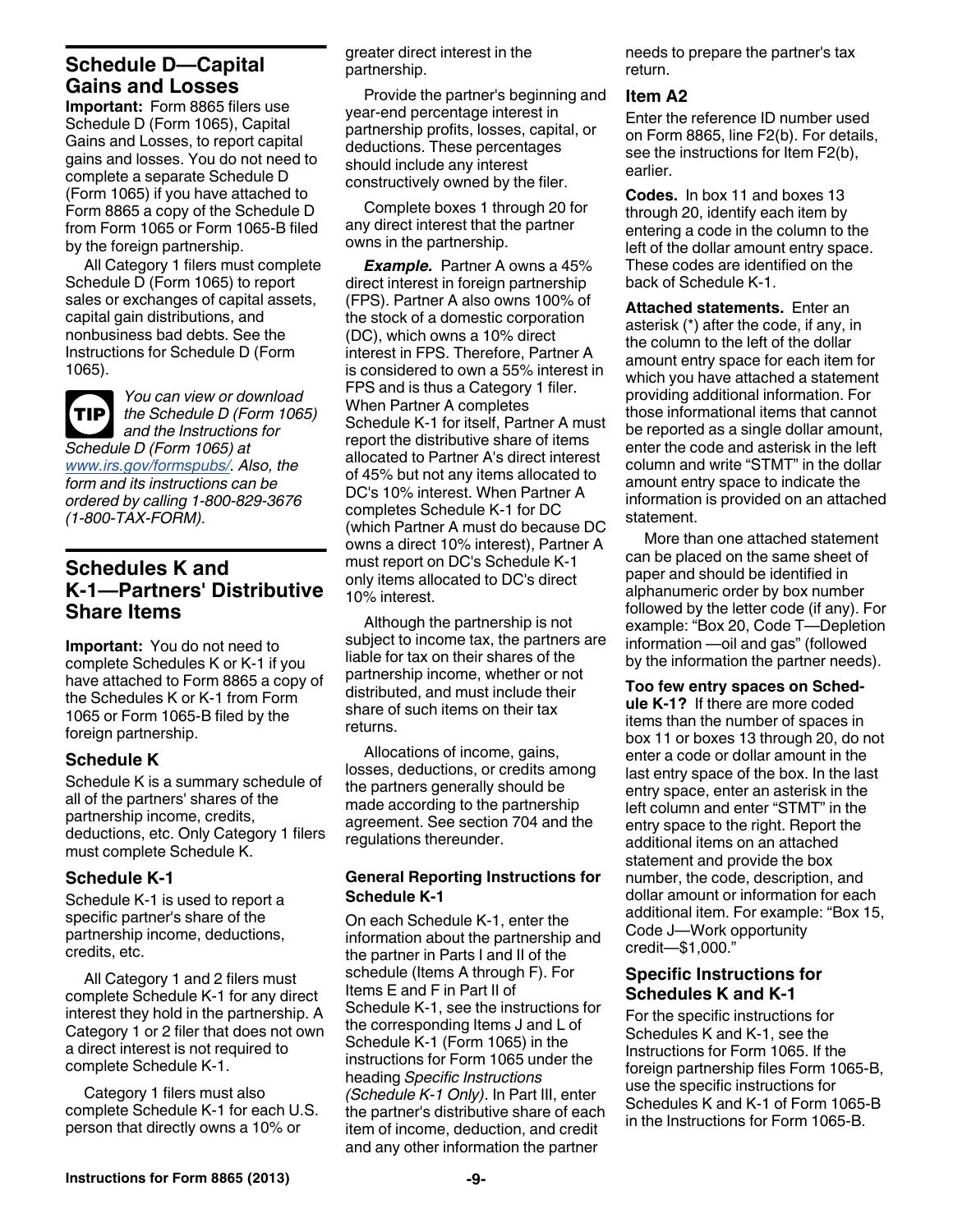## Schedule D—Capital Gains and Losses

**Important:** Form 8865 filers use Schedule D (Form 1065), Capital Gains and Losses, to report capital gains and losses. You do not need to complete a separate Schedule D (Form 1065) if you have attached to Form 8865 a copy of the Schedule D from Form 1065 or Form 1065-B filed by the foreign partnership.

All Category 1 filers must complete Schedule D (Form 1065) to report sales or exchanges of capital assets, capital gain distributions, and nonbusiness bad debts. See the Instructions for Schedule D (Form 1065).

**TIP** *You can view or download the Schedule D (Form 1065) and the Instructions for Schedule D (Form 1065) at www.irs.gov/formspubs/. Also, the form and its instructions can be ordered by calling 1-800-829-3676 (1-800-TAX-FORM).*

## Schedules K and K-1—Partners' Distributive Share Items

**Important:** You do not need to complete Schedules K or K-1 if you have attached to Form 8865 a copy of the Schedules K or K-1 from Form 1065 or Form 1065-B filed by the foreign partnership.

### Schedule K

Schedule K is a summary schedule of all of the partners' shares of the partnership income, credits, deductions, etc. Only Category 1 filers must complete Schedule K.

### Schedule K-1

Schedule K-1 is used to report a specific partner's share of the partnership income, deductions, credits, etc.

All Category 1 and 2 filers must complete Schedule K-1 for any direct interest they hold in the partnership. A Category 1 or 2 filer that does not own a direct interest is not required to complete Schedule K-1.

Category 1 filers must also complete Schedule K-1 for each U.S. person that directly owns a 10% or greater direct interest in the partnership.

Provide the partner's beginning and year-end percentage interest in partnership profits, losses, capital, or deductions. These percentages should include any interest constructively owned by the filer.

Complete boxes 1 through 20 for any direct interest that the partner owns in the partnership.

***Example.*** Partner A owns a 45% direct interest in foreign partnership (FPS). Partner A also owns 100% of the stock of a domestic corporation (DC), which owns a 10% direct interest in FPS. Therefore, Partner A is considered to own a 55% interest in FPS and is thus a Category 1 filer. When Partner A completes Schedule K-1 for itself, Partner A must report the distributive share of items allocated to Partner A's direct interest of 45% but not any items allocated to DC's 10% interest. When Partner A completes Schedule K-1 for DC (which Partner A must do because DC owns a direct 10% interest), Partner A must report on DC's Schedule K-1 only items allocated to DC's direct 10% interest.

Although the partnership is not subject to income tax, the partners are liable for tax on their shares of the partnership income, whether or not distributed, and must include their share of such items on their tax returns.

Allocations of income, gains, losses, deductions, or credits among the partners generally should be made according to the partnership agreement. See section 704 and the regulations thereunder.

#### General Reporting Instructions for Schedule K-1

On each Schedule K-1, enter the information about the partnership and the partner in Parts I and II of the schedule (Items A through F). For Items E and F in Part II of Schedule K-1, see the instructions for the corresponding Items J and L of Schedule K-1 (Form 1065) in the instructions for Form 1065 under the heading *Specific Instructions (Schedule K-1 Only)*. In Part III, enter the partner's distributive share of each item of income, deduction, and credit and any other information the partner needs to prepare the partner's tax return.

### Item A2

Enter the reference ID number used on Form 8865, line F2(b). For details, see the instructions for Item F2(b), earlier.

**Codes.** In box 11 and boxes 13 through 20, identify each item by entering a code in the column to the left of the dollar amount entry space. These codes are identified on the back of Schedule K-1.

**Attached statements.** Enter an asterisk (*) after the code, if any, in the column to the left of the dollar amount entry space for each item for which you have attached a statement providing additional information. For those informational items that cannot be reported as a single dollar amount, enter the code and asterisk in the left column and write "STMT" in the dollar amount entry space to indicate the information is provided on an attached statement.

More than one attached statement can be placed on the same sheet of paper and should be identified in alphanumeric order by box number followed by the letter code (if any). For example: "Box 20, Code T—Depletion information —oil and gas" (followed by the information the partner needs).

**Too few entry spaces on Schedule K-1?** If there are more coded items than the number of spaces in box 11 or boxes 13 through 20, do not enter a code or dollar amount in the last entry space of the box. In the last entry space, enter an asterisk in the left column and enter "STMT" in the entry space to the right. Report the additional items on an attached statement and provide the box number, the code, description, and dollar amount or information for each additional item. For example: "Box 15, Code J—Work opportunity credit—$1,000."

### Specific Instructions for Schedules K and K-1

For the specific instructions for Schedules K and K-1, see the Instructions for Form 1065. If the foreign partnership files Form 1065-B, use the specific instructions for Schedules K and K-1 of Form 1065-B in the Instructions for Form 1065-B.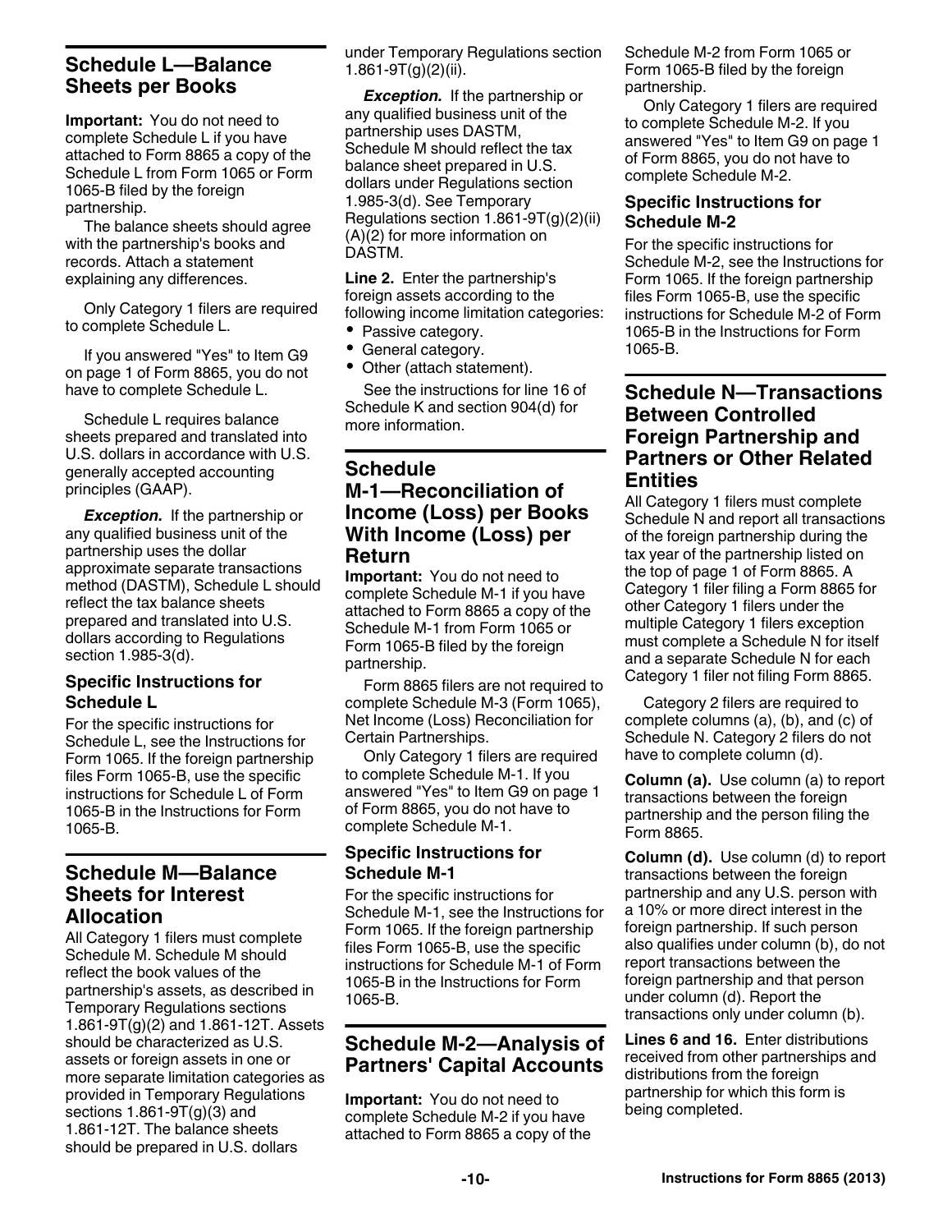## Schedule L—Balance Sheets per Books

**Important:** You do not need to complete Schedule L if you have attached to Form 8865 a copy of the Schedule L from Form 1065 or Form 1065-B filed by the foreign partnership.

The balance sheets should agree with the partnership's books and records. Attach a statement explaining any differences.

Only Category 1 filers are required to complete Schedule L.

If you answered "Yes" to Item G9 on page 1 of Form 8865, you do not have to complete Schedule L.

Schedule L requires balance sheets prepared and translated into U.S. dollars in accordance with U.S. generally accepted accounting principles (GAAP).

***Exception.*** If the partnership or any qualified business unit of the partnership uses the dollar approximate separate transactions method (DASTM), Schedule L should reflect the tax balance sheets prepared and translated into U.S. dollars according to Regulations section 1.985-3(d).

### Specific Instructions for Schedule L

For the specific instructions for Schedule L, see the Instructions for Form 1065. If the foreign partnership files Form 1065-B, use the specific instructions for Schedule L of Form 1065-B in the Instructions for Form 1065-B.

## Schedule M—Balance Sheets for Interest Allocation

All Category 1 filers must complete Schedule M. Schedule M should reflect the book values of the partnership's assets, as described in Temporary Regulations sections 1.861-9T(g)(2) and 1.861-12T. Assets should be characterized as U.S. assets or foreign assets in one or more separate limitation categories as provided in Temporary Regulations sections 1.861-9T(g)(3) and 1.861-12T. The balance sheets should be prepared in U.S. dollars under Temporary Regulations section 1.861-9T(g)(2)(ii).

***Exception.*** If the partnership or any qualified business unit of the partnership uses DASTM, Schedule M should reflect the tax balance sheet prepared in U.S. dollars under Regulations section 1.985-3(d). See Temporary Regulations section 1.861-9T(g)(2)(ii)(A)(2) for more information on DASTM.

**Line 2.** Enter the partnership's foreign assets according to the following income limitation categories:

- Passive category.
- General category.
- Other (attach statement).

See the instructions for line 16 of Schedule K and section 904(d) for more information.

## Schedule M-1—Reconciliation of Income (Loss) per Books With Income (Loss) per Return

**Important:** You do not need to complete Schedule M-1 if you have attached to Form 8865 a copy of the Schedule M-1 from Form 1065 or Form 1065-B filed by the foreign partnership.

Form 8865 filers are not required to complete Schedule M-3 (Form 1065), Net Income (Loss) Reconciliation for Certain Partnerships.

Only Category 1 filers are required to complete Schedule M-1. If you answered "Yes" to Item G9 on page 1 of Form 8865, you do not have to complete Schedule M-1.

### Specific Instructions for Schedule M-1

For the specific instructions for Schedule M-1, see the Instructions for Form 1065. If the foreign partnership files Form 1065-B, use the specific instructions for Schedule M-1 of Form 1065-B in the Instructions for Form 1065-B.

## Schedule M-2—Analysis of Partners' Capital Accounts

**Important:** You do not need to complete Schedule M-2 if you have attached to Form 8865 a copy of the Schedule M-2 from Form 1065 or Form 1065-B filed by the foreign partnership.

Only Category 1 filers are required to complete Schedule M-2. If you answered "Yes" to Item G9 on page 1 of Form 8865, you do not have to complete Schedule M-2.

### Specific Instructions for Schedule M-2

For the specific instructions for Schedule M-2, see the Instructions for Form 1065. If the foreign partnership files Form 1065-B, use the specific instructions for Schedule M-2 of Form 1065-B in the Instructions for Form 1065-B.

## Schedule N—Transactions Between Controlled Foreign Partnership and Partners or Other Related Entities

All Category 1 filers must complete Schedule N and report all transactions of the foreign partnership during the tax year of the partnership listed on the top of page 1 of Form 8865. A Category 1 filer filing a Form 8865 for other Category 1 filers under the multiple Category 1 filers exception must complete a Schedule N for itself and a separate Schedule N for each Category 1 filer not filing Form 8865.

Category 2 filers are required to complete columns (a), (b), and (c) of Schedule N. Category 2 filers do not have to complete column (d).

**Column (a).** Use column (a) to report transactions between the foreign partnership and the person filing the Form 8865.

**Column (d).** Use column (d) to report transactions between the foreign partnership and any U.S. person with a 10% or more direct interest in the foreign partnership. If such person also qualifies under column (b), do not report transactions between the foreign partnership and that person under column (d). Report the transactions only under column (b).

**Lines 6 and 16.** Enter distributions received from other partnerships and distributions from the foreign partnership for which this form is being completed.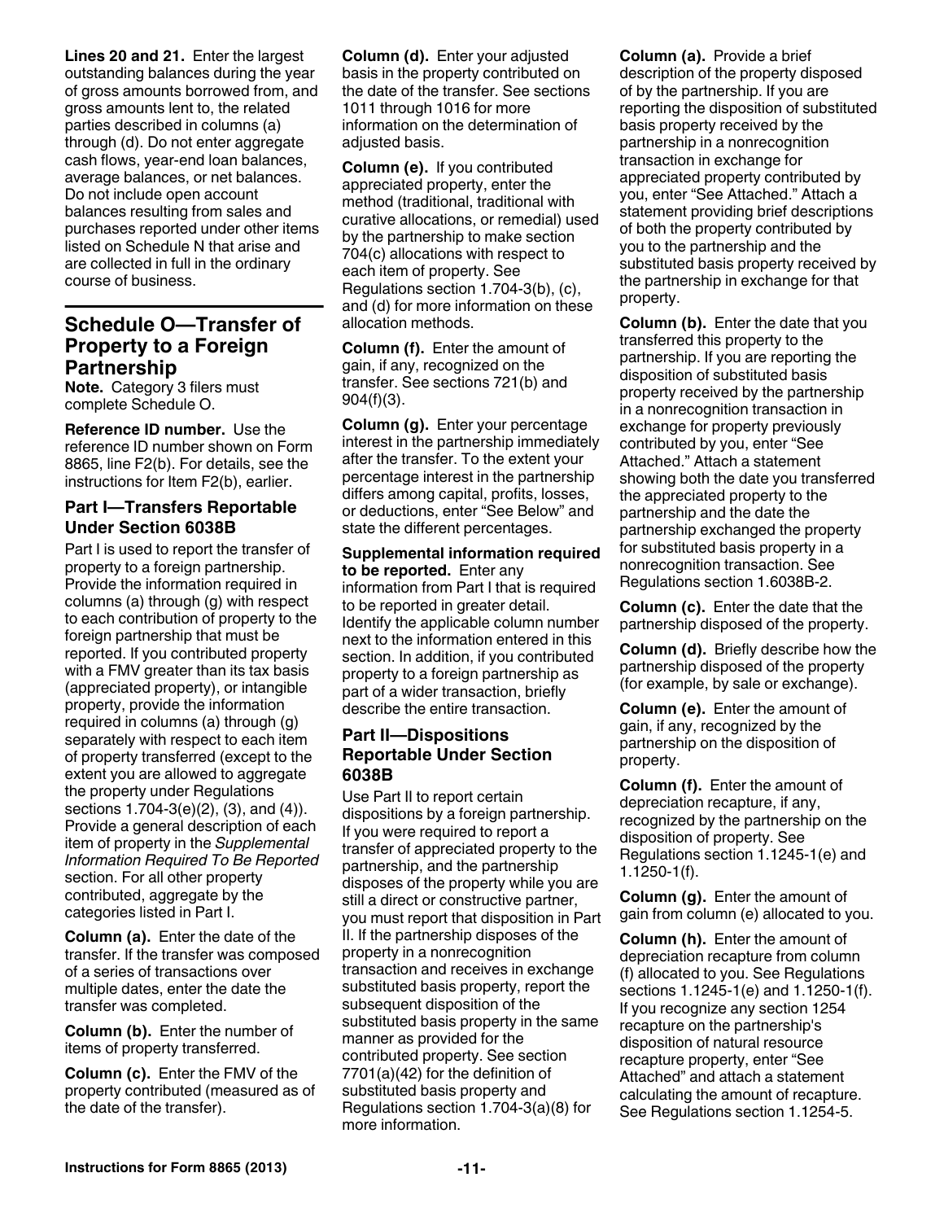**Lines 20 and 21.** Enter the largest outstanding balances during the year of gross amounts borrowed from, and gross amounts lent to, the related parties described in columns (a) through (d). Do not enter aggregate cash flows, year-end loan balances, average balances, or net balances. Do not include open account balances resulting from sales and purchases reported under other items listed on Schedule N that arise and are collected in full in the ordinary course of business.

## Schedule O—Transfer of Property to a Foreign Partnership

**Note.** Category 3 filers must complete Schedule O.

**Reference ID number.** Use the reference ID number shown on Form 8865, line F2(b). For details, see the instructions for Item F2(b), earlier.

### Part I—Transfers Reportable Under Section 6038B

Part I is used to report the transfer of property to a foreign partnership. Provide the information required in columns (a) through (g) with respect to each contribution of property to the foreign partnership that must be reported. If you contributed property with a FMV greater than its tax basis (appreciated property), or intangible property, provide the information required in columns (a) through (g) separately with respect to each item of property transferred (except to the extent you are allowed to aggregate the property under Regulations sections 1.704-3(e)(2), (3), and (4)). Provide a general description of each item of property in the *Supplemental Information Required To Be Reported* section. For all other property contributed, aggregate by the categories listed in Part I.

**Column (a).** Enter the date of the transfer. If the transfer was composed of a series of transactions over multiple dates, enter the date the transfer was completed.

**Column (b).** Enter the number of items of property transferred.

**Column (c).** Enter the FMV of the property contributed (measured as of the date of the transfer).

**Column (d).** Enter your adjusted basis in the property contributed on the date of the transfer. See sections 1011 through 1016 for more information on the determination of adjusted basis.

**Column (e).** If you contributed appreciated property, enter the method (traditional, traditional with curative allocations, or remedial) used by the partnership to make section 704(c) allocations with respect to each item of property. See Regulations section 1.704-3(b), (c), and (d) for more information on these allocation methods.

**Column (f).** Enter the amount of gain, if any, recognized on the transfer. See sections 721(b) and 904(f)(3).

**Column (g).** Enter your percentage interest in the partnership immediately after the transfer. To the extent your percentage interest in the partnership differs among capital, profits, losses, or deductions, enter "See Below" and state the different percentages.

**Supplemental information required to be reported.** Enter any information from Part I that is required to be reported in greater detail. Identify the applicable column number next to the information entered in this section. In addition, if you contributed property to a foreign partnership as part of a wider transaction, briefly describe the entire transaction.

### Part II—Dispositions Reportable Under Section 6038B

Use Part II to report certain dispositions by a foreign partnership. If you were required to report a transfer of appreciated property to the partnership, and the partnership disposes of the property while you are still a direct or constructive partner, you must report that disposition in Part II. If the partnership disposes of the property in a nonrecognition transaction and receives in exchange substituted basis property, report the subsequent disposition of the substituted basis property in the same manner as provided for the contributed property. See section 7701(a)(42) for the definition of substituted basis property and Regulations section 1.704-3(a)(8) for more information.

**Column (a).** Provide a brief description of the property disposed of by the partnership. If you are reporting the disposition of substituted basis property received by the partnership in a nonrecognition transaction in exchange for appreciated property contributed by you, enter "See Attached." Attach a statement providing brief descriptions of both the property contributed by you to the partnership and the substituted basis property received by the partnership in exchange for that property.

**Column (b).** Enter the date that you transferred this property to the partnership. If you are reporting the disposition of substituted basis property received by the partnership in a nonrecognition transaction in exchange for property previously contributed by you, enter "See Attached." Attach a statement showing both the date you transferred the appreciated property to the partnership and the date the partnership exchanged the property for substituted basis property in a nonrecognition transaction. See Regulations section 1.6038B-2.

**Column (c).** Enter the date that the partnership disposed of the property.

**Column (d).** Briefly describe how the partnership disposed of the property (for example, by sale or exchange).

**Column (e).** Enter the amount of gain, if any, recognized by the partnership on the disposition of property.

**Column (f).** Enter the amount of depreciation recapture, if any, recognized by the partnership on the disposition of property. See Regulations section 1.1245-1(e) and 1.1250-1(f).

**Column (g).** Enter the amount of gain from column (e) allocated to you.

**Column (h).** Enter the amount of depreciation recapture from column (f) allocated to you. See Regulations sections 1.1245-1(e) and 1.1250-1(f). If you recognize any section 1254 recapture on the partnership's disposition of natural resource recapture property, enter "See Attached" and attach a statement calculating the amount of recapture. See Regulations section 1.1254-5.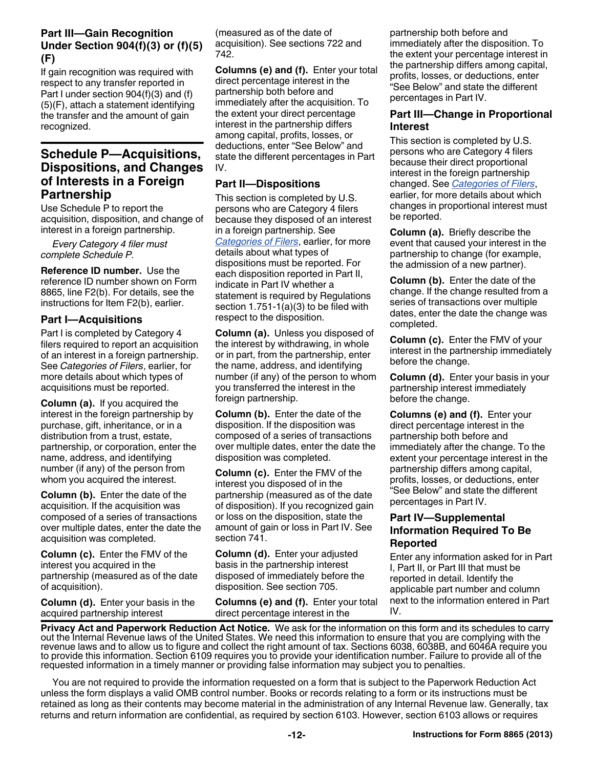### Part III—Gain Recognition Under Section 904(f)(3) or (f)(5)(F)

If gain recognition was required with respect to any transfer reported in Part I under section 904(f)(3) and (f)(5)(F), attach a statement identifying the transfer and the amount of gain recognized.

## Schedule P—Acquisitions, Dispositions, and Changes of Interests in a Foreign Partnership

Use Schedule P to report the acquisition, disposition, and change of interest in a foreign partnership.

*Every Category 4 filer must complete Schedule P.*

**Reference ID number.** Use the reference ID number shown on Form 8865, line F2(b). For details, see the instructions for Item F2(b), earlier.

### Part I—Acquisitions

Part I is completed by Category 4 filers required to report an acquisition of an interest in a foreign partnership. See *Categories of Filers*, earlier, for more details about which types of acquisitions must be reported.

**Column (a).** If you acquired the interest in the foreign partnership by purchase, gift, inheritance, or in a distribution from a trust, estate, partnership, or corporation, enter the name, address, and identifying number (if any) of the person from whom you acquired the interest.

**Column (b).** Enter the date of the acquisition. If the acquisition was composed of a series of transactions over multiple dates, enter the date the acquisition was completed.

**Column (c).** Enter the FMV of the interest you acquired in the partnership (measured as of the date of acquisition).

**Column (d).** Enter your basis in the acquired partnership interest (measured as of the date of acquisition). See sections 722 and 742.

**Columns (e) and (f).** Enter your total direct percentage interest in the partnership both before and immediately after the acquisition. To the extent your direct percentage interest in the partnership differs among capital, profits, losses, or deductions, enter "See Below" and state the different percentages in Part IV.

### Part II—Dispositions

This section is completed by U.S. persons who are Category 4 filers because they disposed of an interest in a foreign partnership. See *Categories of Filers*, earlier, for more details about what types of dispositions must be reported. For each disposition reported in Part II, indicate in Part IV whether a statement is required by Regulations section 1.751-1(a)(3) to be filed with respect to the disposition.

**Column (a).** Unless you disposed of the interest by withdrawing, in whole or in part, from the partnership, enter the name, address, and identifying number (if any) of the person to whom you transferred the interest in the foreign partnership.

**Column (b).** Enter the date of the disposition. If the disposition was composed of a series of transactions over multiple dates, enter the date the disposition was completed.

**Column (c).** Enter the FMV of the interest you disposed of in the partnership (measured as of the date of disposition). If you recognized gain or loss on the disposition, state the amount of gain or loss in Part IV. See section 741.

**Column (d).** Enter your adjusted basis in the partnership interest disposed of immediately before the disposition. See section 705.

**Columns (e) and (f).** Enter your total direct percentage interest in the partnership both before and immediately after the disposition. To the extent your percentage interest in the partnership differs among capital, profits, losses, or deductions, enter "See Below" and state the different percentages in Part IV.

### Part III—Change in Proportional Interest

This section is completed by U.S. persons who are Category 4 filers because their direct proportional interest in the foreign partnership changed. See *Categories of Filers*, earlier, for more details about which changes in proportional interest must be reported.

**Column (a).** Briefly describe the event that caused your interest in the partnership to change (for example, the admission of a new partner).

**Column (b).** Enter the date of the change. If the change resulted from a series of transactions over multiple dates, enter the date the change was completed.

**Column (c).** Enter the FMV of your interest in the partnership immediately before the change.

**Column (d).** Enter your basis in your partnership interest immediately before the change.

**Columns (e) and (f).** Enter your direct percentage interest in the partnership both before and immediately after the change. To the extent your percentage interest in the partnership differs among capital, profits, losses, or deductions, enter "See Below" and state the different percentages in Part IV.

### Part IV—Supplemental Information Required To Be Reported

Enter any information asked for in Part I, Part II, or Part III that must be reported in detail. Identify the applicable part number and column next to the information entered in Part IV.

**Privacy Act and Paperwork Reduction Act Notice.** We ask for the information on this form and its schedules to carry out the Internal Revenue laws of the United States. We need this information to ensure that you are complying with the revenue laws and to allow us to figure and collect the right amount of tax. Sections 6038, 6038B, and 6046A require you to provide this information. Section 6109 requires you to provide your identification number. Failure to provide all of the requested information in a timely manner or providing false information may subject you to penalties.

You are not required to provide the information requested on a form that is subject to the Paperwork Reduction Act unless the form displays a valid OMB control number. Books or records relating to a form or its instructions must be retained as long as their contents may become material in the administration of any Internal Revenue law. Generally, tax returns and return information are confidential, as required by section 6103. However, section 6103 allows or requires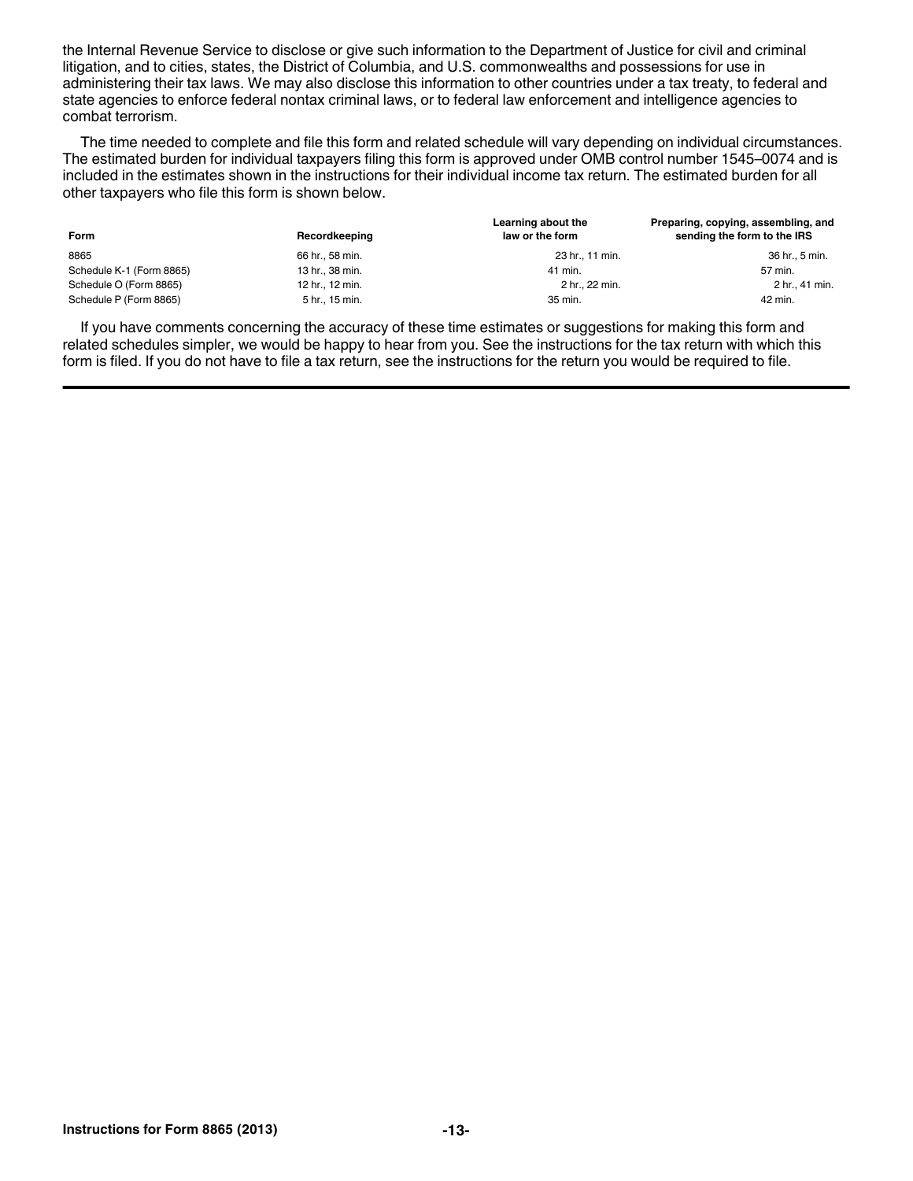the Internal Revenue Service to disclose or give such information to the Department of Justice for civil and criminal litigation, and to cities, states, the District of Columbia, and U.S. commonwealths and possessions for use in administering their tax laws. We may also disclose this information to other countries under a tax treaty, to federal and state agencies to enforce federal nontax criminal laws, or to federal law enforcement and intelligence agencies to combat terrorism.

The time needed to complete and file this form and related schedule will vary depending on individual circumstances. The estimated burden for individual taxpayers filing this form is approved under OMB control number 1545–0074 and is included in the estimates shown in the instructions for their individual income tax return. The estimated burden for all other taxpayers who file this form is shown below.

| Form | Recordkeeping | Learning about the law or the form | Preparing, copying, assembling, and sending the form to the IRS |
|---|---|---|---|
| 8865 | 66 hr., 58 min. | 23 hr., 11 min. | 36 hr., 5 min. |
| Schedule K-1 (Form 8865) | 13 hr., 38 min. | 41 min. | 57 min. |
| Schedule O (Form 8865) | 12 hr., 12 min. | 2 hr., 22 min. | 2 hr., 41 min. |
| Schedule P (Form 8865) | 5 hr., 15 min. | 35 min. | 42 min. |

If you have comments concerning the accuracy of these time estimates or suggestions for making this form and related schedules simpler, we would be happy to hear from you. See the instructions for the tax return with which this form is filed. If you do not have to file a tax return, see the instructions for the return you would be required to file.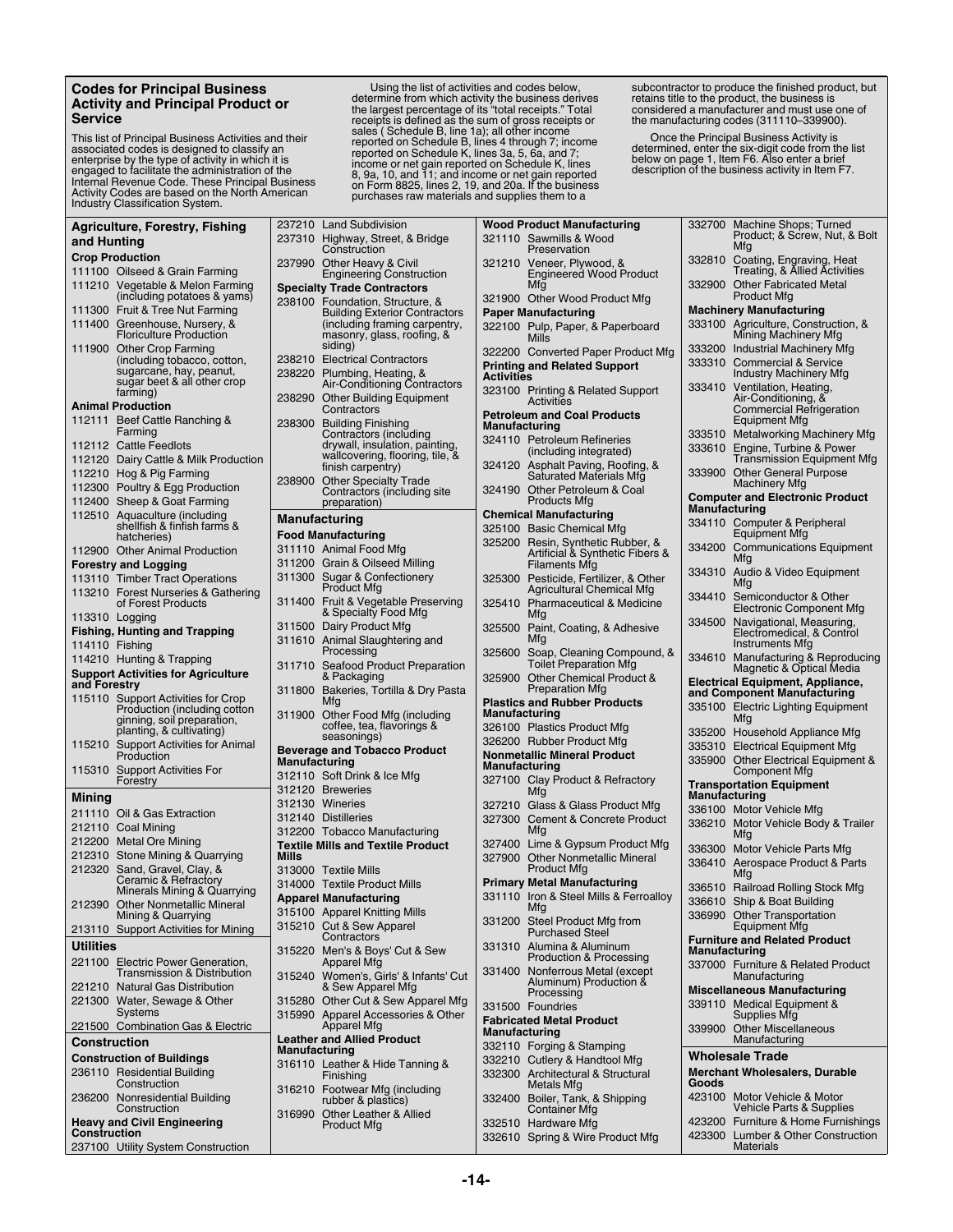## Codes for Principal Business Activity and Principal Product or Service

This list of Principal Business Activities and their associated codes is designed to classify an enterprise by the type of activity in which it is engaged to facilitate the administration of the Internal Revenue Code. These Principal Business Activity Codes are based on the North American Industry Classification System.

Using the list of activities and codes below, determine from which activity the business derives the largest percentage of its "total receipts." Total receipts is defined as the sum of gross receipts or sales ( Schedule B, line 1a); all other income reported on Schedule B, lines 4 through 7; income reported on Schedule K, lines 3a, 5, 6a, and 7; income or net gain reported on Schedule K, lines 8, 9a, 10, and 11; and income or net gain reported on Form 8825, lines 2, 19, and 20a. If the business purchases raw materials and supplies them to a subcontractor to produce the finished product, but retains title to the product, the business is considered a manufacturer and must use one of the manufacturing codes (311110–339900).

Once the Principal Business Activity is determined, enter the six-digit code from the list below on page 1, Item F6. Also enter a brief description of the business activity in Item F7.

### Agriculture, Forestry, Fishing and Hunting

**Crop Production**

111100 Oilseed & Grain Farming
111210 Vegetable & Melon Farming (including potatoes & yams)
111300 Fruit & Tree Nut Farming
111400 Greenhouse, Nursery, & Floriculture Production
111900 Other Crop Farming (including tobacco, cotton, sugarcane, hay, peanut, sugar beet & all other crop farming)

**Animal Production**

112111 Beef Cattle Ranching & Farming
112112 Cattle Feedlots
112120 Dairy Cattle & Milk Production
112210 Hog & Pig Farming
112300 Poultry & Egg Production
112400 Sheep & Goat Farming
112510 Aquaculture (including shellfish & finfish farms & hatcheries)
112900 Other Animal Production

**Forestry and Logging**

113110 Timber Tract Operations
113210 Forest Nurseries & Gathering of Forest Products
113310 Logging

**Fishing, Hunting and Trapping**

114110 Fishing
114210 Hunting & Trapping

**Support Activities for Agriculture and Forestry**

115110 Support Activities for Crop Production (including cotton ginning, soil preparation, planting, & cultivating)
115210 Support Activities for Animal Production
115310 Support Activities For Forestry

### Mining

211110 Oil & Gas Extraction
212110 Coal Mining
212200 Metal Ore Mining
212310 Stone Mining & Quarrying
212320 Sand, Gravel, Clay, & Ceramic & Refractory Minerals Mining & Quarrying
212390 Other Nonmetallic Mineral Mining & Quarrying
213110 Support Activities for Mining

### Utilities

221100 Electric Power Generation, Transmission & Distribution
221210 Natural Gas Distribution
221300 Water, Sewage & Other Systems
221500 Combination Gas & Electric

### Construction

**Construction of Buildings**

236110 Residential Building Construction
236200 Nonresidential Building Construction

**Heavy and Civil Engineering Construction**

237100 Utility System Construction
237210 Land Subdivision
237310 Highway, Street, & Bridge Construction
237990 Other Heavy & Civil Engineering Construction

**Specialty Trade Contractors**

238100 Foundation, Structure, & Building Exterior Contractors (including framing carpentry, masonry, glass, roofing, & siding)
238210 Electrical Contractors
238220 Plumbing, Heating, & Air-Conditioning Contractors
238290 Other Building Equipment Contractors
238300 Building Finishing Contractors (including drywall, insulation, painting, wallcovering, flooring, tile, & finish carpentry)
238900 Other Specialty Trade Contractors (including site preparation)

### Manufacturing

**Food Manufacturing**

311110 Animal Food Mfg
311200 Grain & Oilseed Milling
311300 Sugar & Confectionery Product Mfg
311400 Fruit & Vegetable Preserving & Specialty Food Mfg
311500 Dairy Product Mfg
311610 Animal Slaughtering and Processing
311710 Seafood Product Preparation & Packaging
311800 Bakeries, Tortilla & Dry Pasta Mfg
311900 Other Food Mfg (including coffee, tea, flavorings & seasonings)

**Beverage and Tobacco Product Manufacturing**

312110 Soft Drink & Ice Mfg
312120 Breweries
312130 Wineries
312140 Distilleries
312200 Tobacco Manufacturing

**Textile Mills and Textile Product Mills**

313000 Textile Mills
314000 Textile Product Mills

**Apparel Manufacturing**

315100 Apparel Knitting Mills
315210 Cut & Sew Apparel Contractors
315220 Men's & Boys' Cut & Sew Apparel Mfg
315240 Women's, Girls' & Infants' Cut & Sew Apparel Mfg
315280 Other Cut & Sew Apparel Mfg
315990 Apparel Accessories & Other Apparel Mfg

**Leather and Allied Product Manufacturing**

316110 Leather & Hide Tanning & Finishing
316210 Footwear Mfg (including rubber & plastics)
316990 Other Leather & Allied Product Mfg

**Wood Product Manufacturing**

321110 Sawmills & Wood Preservation
321210 Veneer, Plywood, & Engineered Wood Product Mfg
321900 Other Wood Product Mfg

**Paper Manufacturing**

322100 Pulp, Paper, & Paperboard Mills
322200 Converted Paper Product Mfg

**Printing and Related Support Activities**

323100 Printing & Related Support Activities

**Petroleum and Coal Products Manufacturing**

324110 Petroleum Refineries (including integrated)
324120 Asphalt Paving, Roofing, & Saturated Materials Mfg
324190 Other Petroleum & Coal Products Mfg

**Chemical Manufacturing**

325100 Basic Chemical Mfg
325200 Resin, Synthetic Rubber, & Artificial & Synthetic Fibers & Filaments Mfg
325300 Pesticide, Fertilizer, & Other Agricultural Chemical Mfg
325410 Pharmaceutical & Medicine Mfg
325500 Paint, Coating, & Adhesive Mfg
325600 Soap, Cleaning Compound, & Toilet Preparation Mfg
325900 Other Chemical Product & Preparation Mfg

**Plastics and Rubber Products Manufacturing**

326100 Plastics Product Mfg
326200 Rubber Product Mfg

**Nonmetallic Mineral Product Manufacturing**

327100 Clay Product & Refractory Mfg
327210 Glass & Glass Product Mfg
327300 Cement & Concrete Product Mfg
327400 Lime & Gypsum Product Mfg
327900 Other Nonmetallic Mineral Product Mfg

**Primary Metal Manufacturing**

331110 Iron & Steel Mills & Ferroalloy Mfg
331200 Steel Product Mfg from Purchased Steel
331310 Alumina & Aluminum Production & Processing
331400 Nonferrous Metal (except Aluminum) Production & Processing
331500 Foundries

**Fabricated Metal Product Manufacturing**

332110 Forging & Stamping
332210 Cutlery & Handtool Mfg
332300 Architectural & Structural Metals Mfg
332400 Boiler, Tank, & Shipping Container Mfg
332510 Hardware Mfg
332610 Spring & Wire Product Mfg
332700 Machine Shops; Turned Product; & Screw, Nut, & Bolt Mfg
332810 Coating, Engraving, Heat Treating, & Allied Activities
332900 Other Fabricated Metal Product Mfg

**Machinery Manufacturing**

333100 Agriculture, Construction, & Mining Machinery Mfg
333200 Industrial Machinery Mfg
333310 Commercial & Service Industry Machinery Mfg
333410 Ventilation, Heating, Air-Conditioning, & Commercial Refrigeration Equipment Mfg
333510 Metalworking Machinery Mfg
333610 Engine, Turbine & Power Transmission Equipment Mfg
333900 Other General Purpose Machinery Mfg

**Computer and Electronic Product Manufacturing**

334110 Computer & Peripheral Equipment Mfg
334200 Communications Equipment Mfg
334310 Audio & Video Equipment Mfg
334410 Semiconductor & Other Electronic Component Mfg
334500 Navigational, Measuring, Electromedical, & Control Instruments Mfg
334610 Manufacturing & Reproducing Magnetic & Optical Media

**Electrical Equipment, Appliance, and Component Manufacturing**

335100 Electric Lighting Equipment Mfg
335200 Household Appliance Mfg
335310 Electrical Equipment Mfg
335900 Other Electrical Equipment & Component Mfg

**Transportation Equipment Manufacturing**

336100 Motor Vehicle Mfg
336210 Motor Vehicle Body & Trailer Mfg
336300 Motor Vehicle Parts Mfg
336410 Aerospace Product & Parts Mfg
336510 Railroad Rolling Stock Mfg
336610 Ship & Boat Building
336990 Other Transportation Equipment Mfg

**Furniture and Related Product Manufacturing**

337000 Furniture & Related Product Manufacturing

**Miscellaneous Manufacturing**

339110 Medical Equipment & Supplies Mfg
339900 Other Miscellaneous Manufacturing

### Wholesale Trade

**Merchant Wholesalers, Durable Goods**

423100 Motor Vehicle & Motor Vehicle Parts & Supplies
423200 Furniture & Home Furnishings
423300 Lumber & Other Construction Materials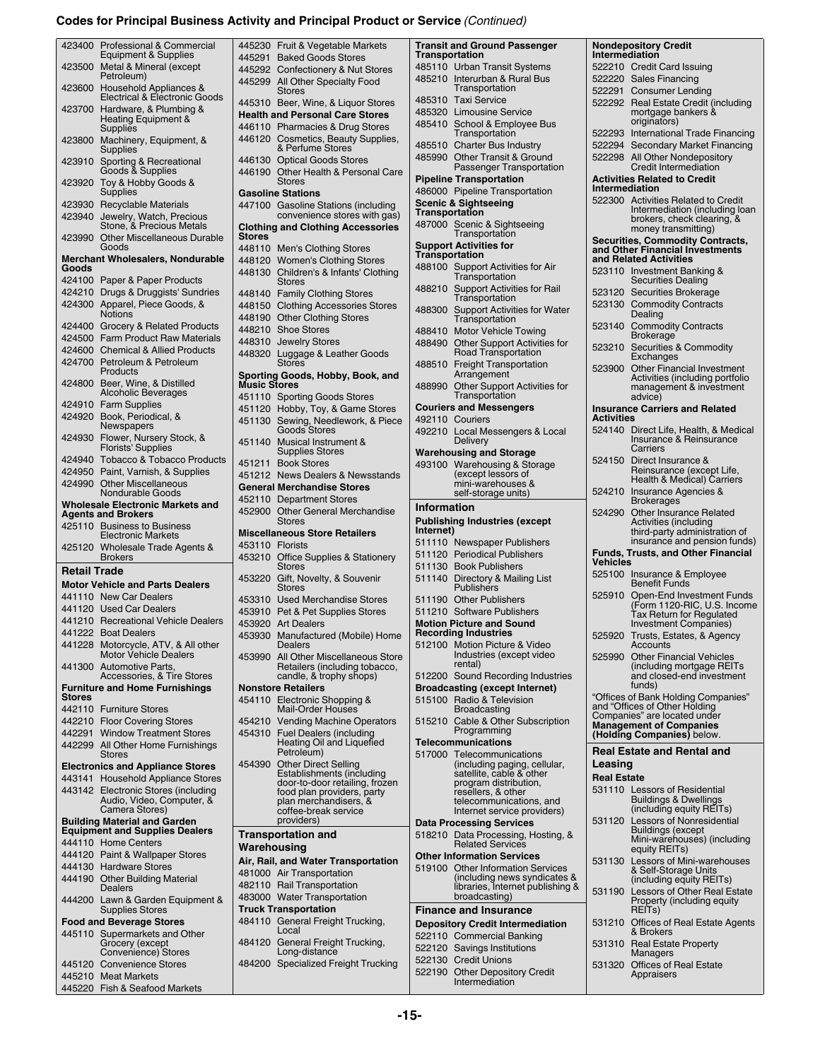## Codes for Principal Business Activity and Principal Product or Service *(Continued)*

423400 Professional & Commercial Equipment & Supplies
423500 Metal & Mineral (except Petroleum)
423600 Household Appliances & Electrical & Electronic Goods
423700 Hardware, & Plumbing & Heating Equipment & Supplies
423800 Machinery, Equipment, & Supplies
423910 Sporting & Recreational Goods & Supplies
423920 Toy & Hobby Goods & Supplies
423930 Recyclable Materials
423940 Jewelry, Watch, Precious Stone, & Precious Metals
423990 Other Miscellaneous Durable Goods

**Merchant Wholesalers, Nondurable Goods**

424100 Paper & Paper Products
424210 Drugs & Druggists' Sundries
424300 Apparel, Piece Goods, & Notions
424400 Grocery & Related Products
424500 Farm Product Raw Materials
424600 Chemical & Allied Products
424700 Petroleum & Petroleum Products
424800 Beer, Wine, & Distilled Alcoholic Beverages
424910 Farm Supplies
424920 Book, Periodical, & Newspapers
424930 Flower, Nursery Stock, & Florists' Supplies
424940 Tobacco & Tobacco Products
424950 Paint, Varnish, & Supplies
424990 Other Miscellaneous Nondurable Goods

**Wholesale Electronic Markets and Agents and Brokers**

425110 Business to Business Electronic Markets
425120 Wholesale Trade Agents & Brokers

### Retail Trade

**Motor Vehicle and Parts Dealers**

441110 New Car Dealers
441120 Used Car Dealers
441210 Recreational Vehicle Dealers
441222 Boat Dealers
441228 Motorcycle, ATV, & All other Motor Vehicle Dealers
441300 Automotive Parts, Accessories, & Tire Stores

**Furniture and Home Furnishings Stores**

442110 Furniture Stores
442210 Floor Covering Stores
442291 Window Treatment Stores
442299 All Other Home Furnishings Stores

**Electronics and Appliance Stores**

443141 Household Appliance Stores
443142 Electronic Stores (including Audio, Video, Computer, & Camera Stores)

**Building Material and Garden Equipment and Supplies Dealers**

444110 Home Centers
444120 Paint & Wallpaper Stores
444130 Hardware Stores
444190 Other Building Material Dealers
444200 Lawn & Garden Equipment & Supplies Stores

**Food and Beverage Stores**

445110 Supermarkets and Other Grocery (except Convenience) Stores
445120 Convenience Stores
445210 Meat Markets
445220 Fish & Seafood Markets
445230 Fruit & Vegetable Markets
445291 Baked Goods Stores
445292 Confectionery & Nut Stores
445299 All Other Specialty Food Stores
445310 Beer, Wine, & Liquor Stores

**Health and Personal Care Stores**

446110 Pharmacies & Drug Stores
446120 Cosmetics, Beauty Supplies, & Perfume Stores
446130 Optical Goods Stores
446190 Other Health & Personal Care Stores

**Gasoline Stations**

447100 Gasoline Stations (including convenience stores with gas)

**Clothing and Clothing Accessories Stores**

448110 Men's Clothing Stores
448120 Women's Clothing Stores
448130 Children's & Infants' Clothing Stores
448140 Family Clothing Stores
448150 Clothing Accessories Stores
448190 Other Clothing Stores
448210 Shoe Stores
448310 Jewelry Stores
448320 Luggage & Leather Goods Stores

**Sporting Goods, Hobby, Book, and Music Stores**

451110 Sporting Goods Stores
451120 Hobby, Toy, & Game Stores
451130 Sewing, Needlework, & Piece Goods Stores
451140 Musical Instrument & Supplies Stores
451211 Book Stores
451212 News Dealers & Newsstands

**General Merchandise Stores**

452110 Department Stores
452900 Other General Merchandise Stores

**Miscellaneous Store Retailers**

453110 Florists
453210 Office Supplies & Stationery Stores
453220 Gift, Novelty, & Souvenir Stores
453310 Used Merchandise Stores
453910 Pet & Pet Supplies Stores
453920 Art Dealers
453930 Manufactured (Mobile) Home Dealers
453990 All Other Miscellaneous Store Retailers (including tobacco, candle, & trophy shops)

**Nonstore Retailers**

454110 Electronic Shopping & Mail-Order Houses
454210 Vending Machine Operators
454310 Fuel Dealers (including Heating Oil and Liquefied Petroleum)
454390 Other Direct Selling Establishments (including door-to-door retailing, frozen food plan providers, party plan merchandisers, & coffee-break service providers)

### Transportation and Warehousing

**Air, Rail, and Water Transportation**

481000 Air Transportation
482110 Rail Transportation
483000 Water Transportation

**Truck Transportation**

484110 General Freight Trucking, Local
484120 General Freight Trucking, Long-distance
484200 Specialized Freight Trucking

**Transit and Ground Passenger Transportation**

485110 Urban Transit Systems
485210 Interurban & Rural Bus Transportation
485310 Taxi Service
485320 Limousine Service
485410 School & Employee Bus Transportation
485510 Charter Bus Industry
485990 Other Transit & Ground Passenger Transportation

**Pipeline Transportation**

486000 Pipeline Transportation

**Scenic & Sightseeing Transportation**

487000 Scenic & Sightseeing Transportation

**Support Activities for Transportation**

488100 Support Activities for Air Transportation
488210 Support Activities for Rail Transportation
488300 Support Activities for Water Transportation
488410 Motor Vehicle Towing
488490 Other Support Activities for Road Transportation
488510 Freight Transportation Arrangement
488990 Other Support Activities for Transportation

**Couriers and Messengers**

492110 Couriers
492210 Local Messengers & Local Delivery

**Warehousing and Storage**

493100 Warehousing & Storage (except lessors of mini-warehouses & self-storage units)

### Information

**Publishing Industries (except Internet)**

511110 Newspaper Publishers
511120 Periodical Publishers
511130 Book Publishers
511140 Directory & Mailing List Publishers
511190 Other Publishers
511210 Software Publishers

**Motion Picture and Sound Recording Industries**

512100 Motion Picture & Video Industries (except video rental)
512200 Sound Recording Industries

**Broadcasting (except Internet)**

515100 Radio & Television Broadcasting
515210 Cable & Other Subscription Programming

**Telecommunications**

517000 Telecommunications (including paging, cellular, satellite, cable & other program distribution, resellers, & other telecommunications, and Internet service providers)

**Data Processing Services**

518210 Data Processing, Hosting, & Related Services

**Other Information Services**

519100 Other Information Services (including news syndicates & libraries, Internet publishing & broadcasting)

### Finance and Insurance

**Depository Credit Intermediation**

522110 Commercial Banking
522120 Savings Institutions
522130 Credit Unions
522190 Other Depository Credit Intermediation

**Nondepository Credit Intermediation**

522210 Credit Card Issuing
522220 Sales Financing
522291 Consumer Lending
522292 Real Estate Credit (including mortgage bankers & originators)
522293 International Trade Financing
522294 Secondary Market Financing
522298 All Other Nondepository Credit Intermediation

**Activities Related to Credit Intermediation**

522300 Activities Related to Credit Intermediation (including loan brokers, check clearing, & money transmitting)

**Securities, Commodity Contracts, and Other Financial Investments and Related Activities**

523110 Investment Banking & Securities Dealing
523120 Securities Brokerage
523130 Commodity Contracts Dealing
523140 Commodity Contracts Brokerage
523210 Securities & Commodity Exchanges
523900 Other Financial Investment Activities (including portfolio management & investment advice)

**Insurance Carriers and Related Activities**

524140 Direct Life, Health, & Medical Insurance & Reinsurance Carriers
524150 Direct Insurance & Reinsurance (except Life, Health & Medical) Carriers
524210 Insurance Agencies & Brokerages
524290 Other Insurance Related Activities (including third-party administration of insurance and pension funds)

**Funds, Trusts, and Other Financial Vehicles**

525100 Insurance & Employee Benefit Funds
525910 Open-End Investment Funds (Form 1120-RIC, U.S. Income Tax Return for Regulated Investment Companies)
525920 Trusts, Estates, & Agency Accounts
525990 Other Financial Vehicles (including mortgage REITs and closed-end investment funds)

"Offices of Bank Holding Companies" and "Offices of Other Holding Companies" are located under **Management of Companies (Holding Companies)** below.

### Real Estate and Rental and Leasing

**Real Estate**

531110 Lessors of Residential Buildings & Dwellings (including equity REITs)
531120 Lessors of Nonresidential Buildings (except Mini-warehouses) (including equity REITs)
531130 Lessors of Mini-warehouses & Self-Storage Units (including equity REITs)
531190 Lessors of Other Real Estate Property (including equity REITs)
531210 Offices of Real Estate Agents & Brokers
531310 Real Estate Property Managers
531320 Offices of Real Estate Appraisers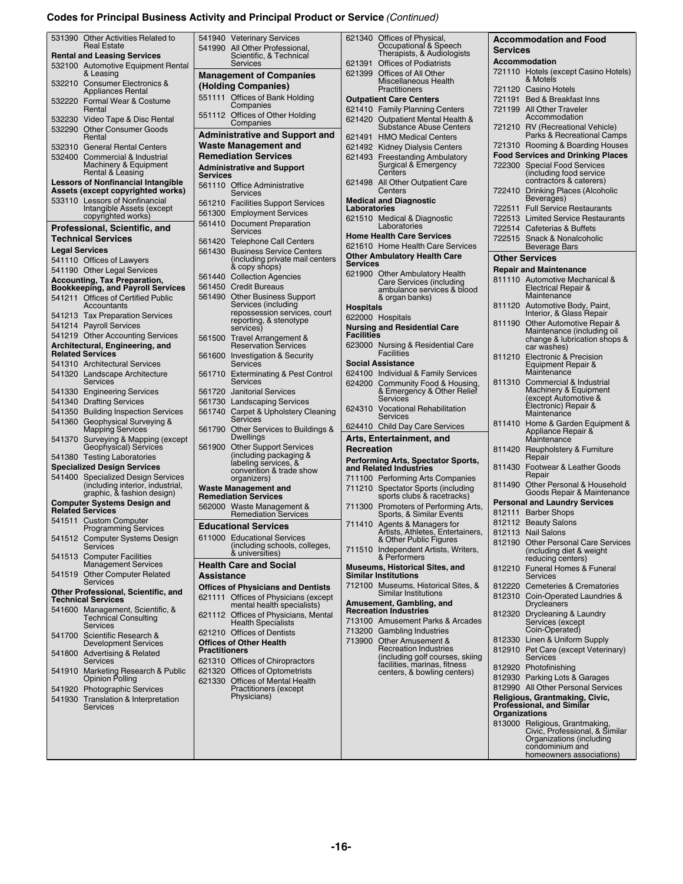## Codes for Principal Business Activity and Principal Product or Service *(Continued)*

531390 Other Activities Related to Real Estate

**Rental and Leasing Services**

532100 Automotive Equipment Rental & Leasing
532210 Consumer Electronics & Appliances Rental
532220 Formal Wear & Costume Rental
532230 Video Tape & Disc Rental
532290 Other Consumer Goods Rental
532310 General Rental Centers
532400 Commercial & Industrial Machinery & Equipment Rental & Leasing

**Lessors of Nonfinancial Intangible Assets (except copyrighted works)**

533110 Lessors of Nonfinancial Intangible Assets (except copyrighted works)

### Professional, Scientific, and Technical Services

**Legal Services**

541110 Offices of Lawyers
541190 Other Legal Services

**Accounting, Tax Preparation, Bookkeeping, and Payroll Services**

541211 Offices of Certified Public Accountants
541213 Tax Preparation Services
541214 Payroll Services
541219 Other Accounting Services

**Architectural, Engineering, and Related Services**

541310 Architectural Services
541320 Landscape Architecture Services
541330 Engineering Services
541340 Drafting Services
541350 Building Inspection Services
541360 Geophysical Surveying & Mapping Services
541370 Surveying & Mapping (except Geophysical) Services
541380 Testing Laboratories

**Specialized Design Services**

541400 Specialized Design Services (including interior, industrial, graphic, & fashion design)

**Computer Systems Design and Related Services**

541511 Custom Computer Programming Services
541512 Computer Systems Design Services
541513 Computer Facilities Management Services
541519 Other Computer Related Services

**Other Professional, Scientific, and Technical Services**

541600 Management, Scientific, & Technical Consulting Services
541700 Scientific Research & Development Services
541800 Advertising & Related Services
541910 Marketing Research & Public Opinion Polling
541920 Photographic Services
541930 Translation & Interpretation Services
541940 Veterinary Services
541990 All Other Professional, Scientific, & Technical Services

### Management of Companies (Holding Companies)

551111 Offices of Bank Holding Companies
551112 Offices of Other Holding Companies

### Administrative and Support and Waste Management and Remediation Services

**Administrative and Support Services**

561110 Office Administrative Services
561210 Facilities Support Services
561300 Employment Services
561410 Document Preparation Services
561420 Telephone Call Centers
561430 Business Service Centers (including private mail centers & copy shops)
561440 Collection Agencies
561450 Credit Bureaus
561490 Other Business Support Services (including repossession services, court reporting, & stenotype services)
561500 Travel Arrangement & Reservation Services
561600 Investigation & Security Services
561710 Exterminating & Pest Control Services
561720 Janitorial Services
561730 Landscaping Services
561740 Carpet & Upholstery Cleaning Services
561790 Other Services to Buildings & Dwellings
561900 Other Support Services (including packaging & labeling services, & convention & trade show organizers)

**Waste Management and Remediation Services**

562000 Waste Management & Remediation Services

### Educational Services

611000 Educational Services (including schools, colleges, & universities)

### Health Care and Social Assistance

**Offices of Physicians and Dentists**

621111 Offices of Physicians (except mental health specialists)
621112 Offices of Physicians, Mental Health Specialists
621210 Offices of Dentists

**Offices of Other Health Practitioners**

621310 Offices of Chiropractors
621320 Offices of Optometrists
621330 Offices of Mental Health Practitioners (except Physicians)
621340 Offices of Physical, Occupational & Speech Therapists, & Audiologists
621391 Offices of Podiatrists
621399 Offices of All Other Miscellaneous Health Practitioners

**Outpatient Care Centers**

621410 Family Planning Centers
621420 Outpatient Mental Health & Substance Abuse Centers
621491 HMO Medical Centers
621492 Kidney Dialysis Centers
621493 Freestanding Ambulatory Surgical & Emergency Centers
621498 All Other Outpatient Care Centers

**Medical and Diagnostic Laboratories**

621510 Medical & Diagnostic Laboratories

**Home Health Care Services**

621610 Home Health Care Services

**Other Ambulatory Health Care Services**

621900 Other Ambulatory Health Care Services (including ambulance services & blood & organ banks)

**Hospitals**

622000 Hospitals

**Nursing and Residential Care Facilities**

623000 Nursing & Residential Care Facilities

**Social Assistance**

624100 Individual & Family Services
624200 Community Food & Housing, & Emergency & Other Relief Services
624310 Vocational Rehabilitation Services
624410 Child Day Care Services

### Arts, Entertainment, and Recreation

**Performing Arts, Spectator Sports, and Related Industries**

711100 Performing Arts Companies
711210 Spectator Sports (including sports clubs & racetracks)
711300 Promoters of Performing Arts, Sports, & Similar Events
711410 Agents & Managers for Artists, Athletes, Entertainers, & Other Public Figures
711510 Independent Artists, Writers, & Performers

**Museums, Historical Sites, and Similar Institutions**

712100 Museums, Historical Sites, & Similar Institutions

**Amusement, Gambling, and Recreation Industries**

713100 Amusement Parks & Arcades
713200 Gambling Industries
713900 Other Amusement & Recreation Industries (including golf courses, skiing facilities, marinas, fitness centers, & bowling centers)

### Accommodation and Food Services

**Accommodation**

721110 Hotels (except Casino Hotels) & Motels
721120 Casino Hotels
721191 Bed & Breakfast Inns
721199 All Other Traveler Accommodation
721210 RV (Recreational Vehicle) Parks & Recreational Camps
721310 Rooming & Boarding Houses

**Food Services and Drinking Places**

722300 Special Food Services (including food service contractors & caterers)
722410 Drinking Places (Alcoholic Beverages)
722511 Full Service Restaurants
722513 Limited Service Restaurants
722514 Cafeterias & Buffets
722515 Snack & Nonalcoholic Beverage Bars

### Other Services

**Repair and Maintenance**

811110 Automotive Mechanical & Electrical Repair & Maintenance
811120 Automotive Body, Paint, Interior, & Glass Repair
811190 Other Automotive Repair & Maintenance (including oil change & lubrication shops & car washes)
811210 Electronic & Precision Equipment Repair & Maintenance
811310 Commercial & Industrial Machinery & Equipment (except Automotive & Electronic) Repair & Maintenance
811410 Home & Garden Equipment & Appliance Repair & Maintenance
811420 Reupholstery & Furniture Repair
811430 Footwear & Leather Goods Repair
811490 Other Personal & Household Goods Repair & Maintenance

**Personal and Laundry Services**

812111 Barber Shops
812112 Beauty Salons
812113 Nail Salons
812190 Other Personal Care Services (including diet & weight reducing centers)
812210 Funeral Homes & Funeral Services
812220 Cemeteries & Crematories
812310 Coin-Operated Laundries & Drycleaners
812320 Drycleaning & Laundry Services (except Coin-Operated)
812330 Linen & Uniform Supply
812910 Pet Care (except Veterinary) Services
812920 Photofinishing
812930 Parking Lots & Garages
812990 All Other Personal Services

**Religious, Grantmaking, Civic, Professional, and Similar Organizations**

813000 Religious, Grantmaking, Civic, Professional, & Similar Organizations (including condominium and homeowners associations)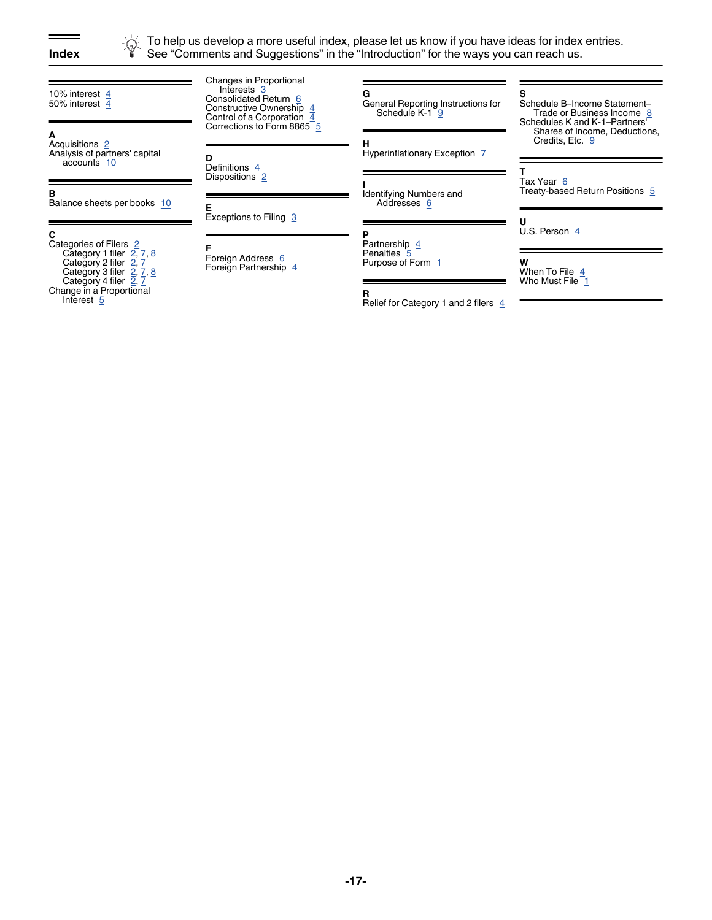## Index

To help us develop a more useful index, please let us know if you have ideas for index entries. See “Comments and Suggestions” in the “Introduction” for the ways you can reach us.

10% interest 4
50% interest 4

**A**
Acquisitions 2
Analysis of partners' capital accounts 10

**B**
Balance sheets per books 10

**C**
Categories of Filers 2
- Category 1 filer 2, 7, 8
- Category 2 filer 2, 7
- Category 3 filer 2, 7, 8
- Category 4 filer 2, 7

Change in a Proportional Interest 5
Changes in Proportional Interests 3
Consolidated Return 6
Constructive Ownership 4
Control of a Corporation 4
Corrections to Form 8865 5

**D**
Definitions 4
Dispositions 2

**E**
Exceptions to Filing 3

**F**
Foreign Address 6
Foreign Partnership 4

**G**
General Reporting Instructions for Schedule K-1 9

**H**
Hyperinflationary Exception 7

**I**
Identifying Numbers and Addresses 6

**P**
Partnership 4
Penalties 5
Purpose of Form 1

**R**
Relief for Category 1 and 2 filers 4

**S**
Schedule B–Income Statement–Trade or Business Income 8
Schedules K and K-1–Partners' Shares of Income, Deductions, Credits, Etc. 9

**T**
Tax Year 6
Treaty-based Return Positions 5

**U**
U.S. Person 4

**W**
When To File 4
Who Must File 1